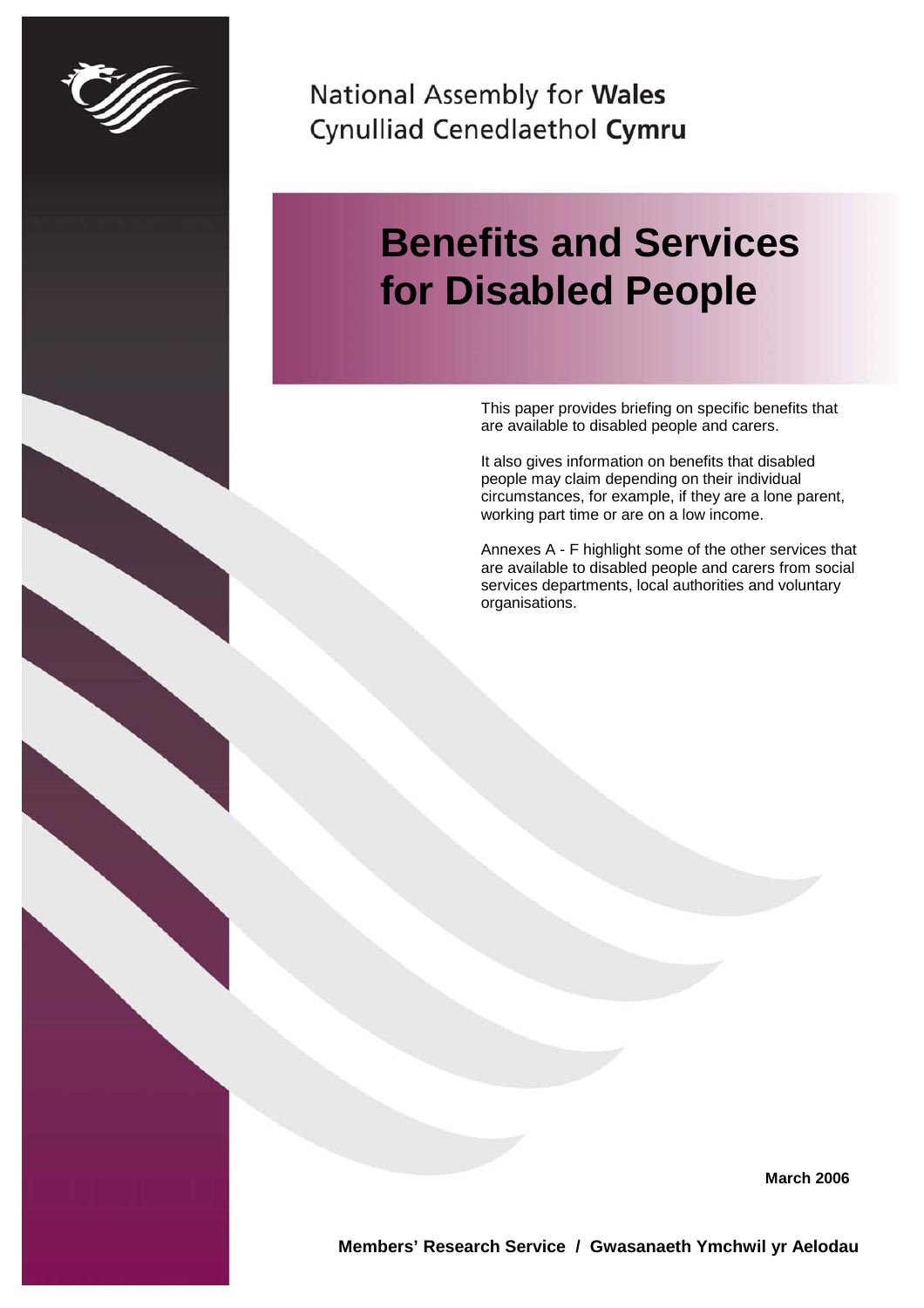National Assembly for **Wales**
Cynulliad Cenedlaethol **Cymru**

# Benefits and Services for Disabled People

This paper provides briefing on specific benefits that are available to disabled people and carers.

It also gives information on benefits that disabled people may claim depending on their individual circumstances, for example, if they are a lone parent, working part time or are on a low income.

Annexes A - F highlight some of the other services that are available to disabled people and carers from social services departments, local authorities and voluntary organisations.

**March 2006**

**Members' Research Service / Gwasanaeth Ymchwil yr Aelodau**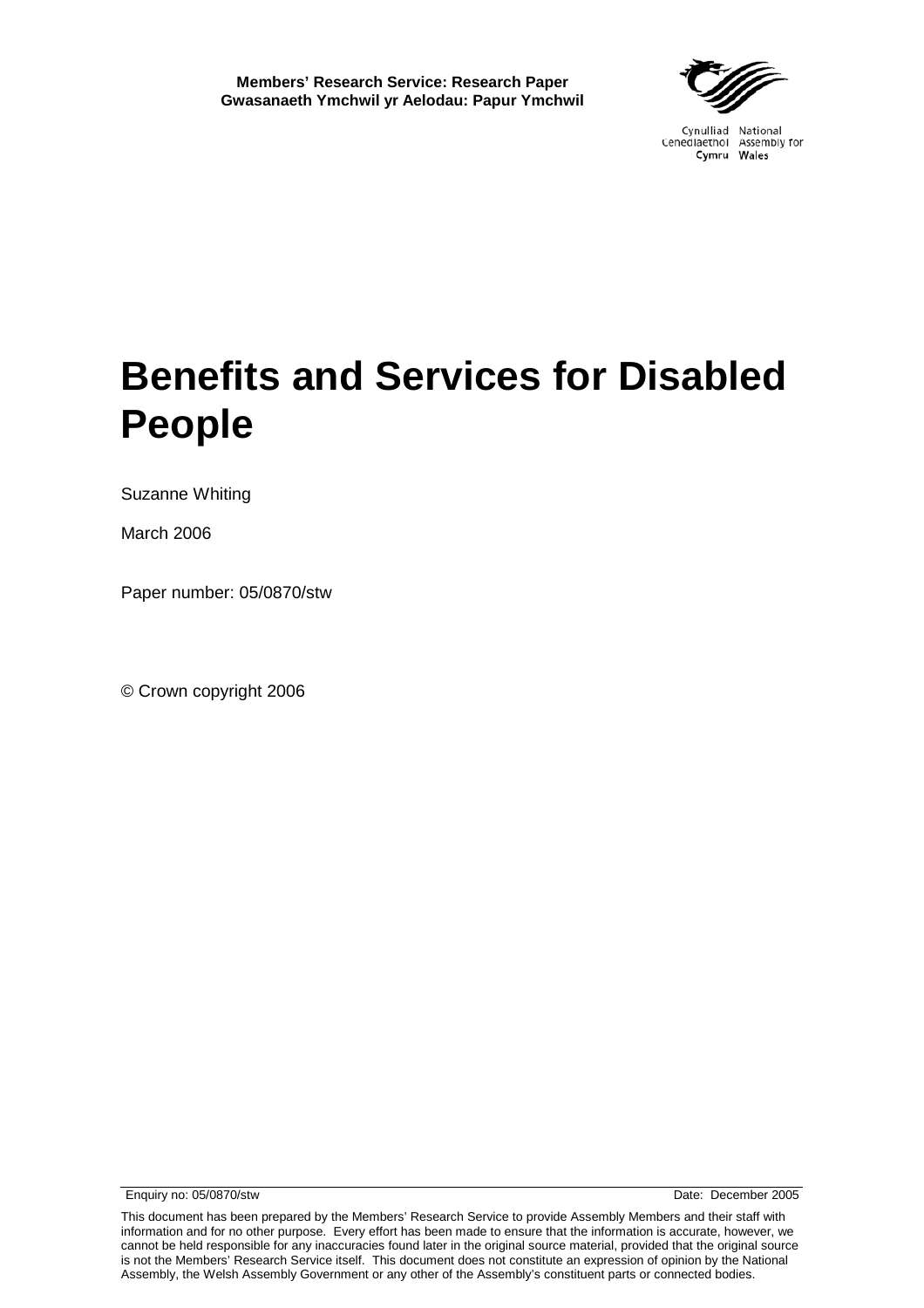**Members' Research Service: Research Paper**
**Gwasanaeth Ymchwil yr Aelodau: Papur Ymchwil**

Cynulliad Cenedlaethol Cymru
National Assembly for Wales

# Benefits and Services for Disabled People

Suzanne Whiting

March 2006

Paper number: 05/0870/stw

© Crown copyright 2006

Enquiry no: 05/0870/stw

Date: December 2005

This document has been prepared by the Members' Research Service to provide Assembly Members and their staff with information and for no other purpose. Every effort has been made to ensure that the information is accurate, however, we cannot be held responsible for any inaccuracies found later in the original source material, provided that the original source is not the Members' Research Service itself. This document does not constitute an expression of opinion by the National Assembly, the Welsh Assembly Government or any other of the Assembly's constituent parts or connected bodies.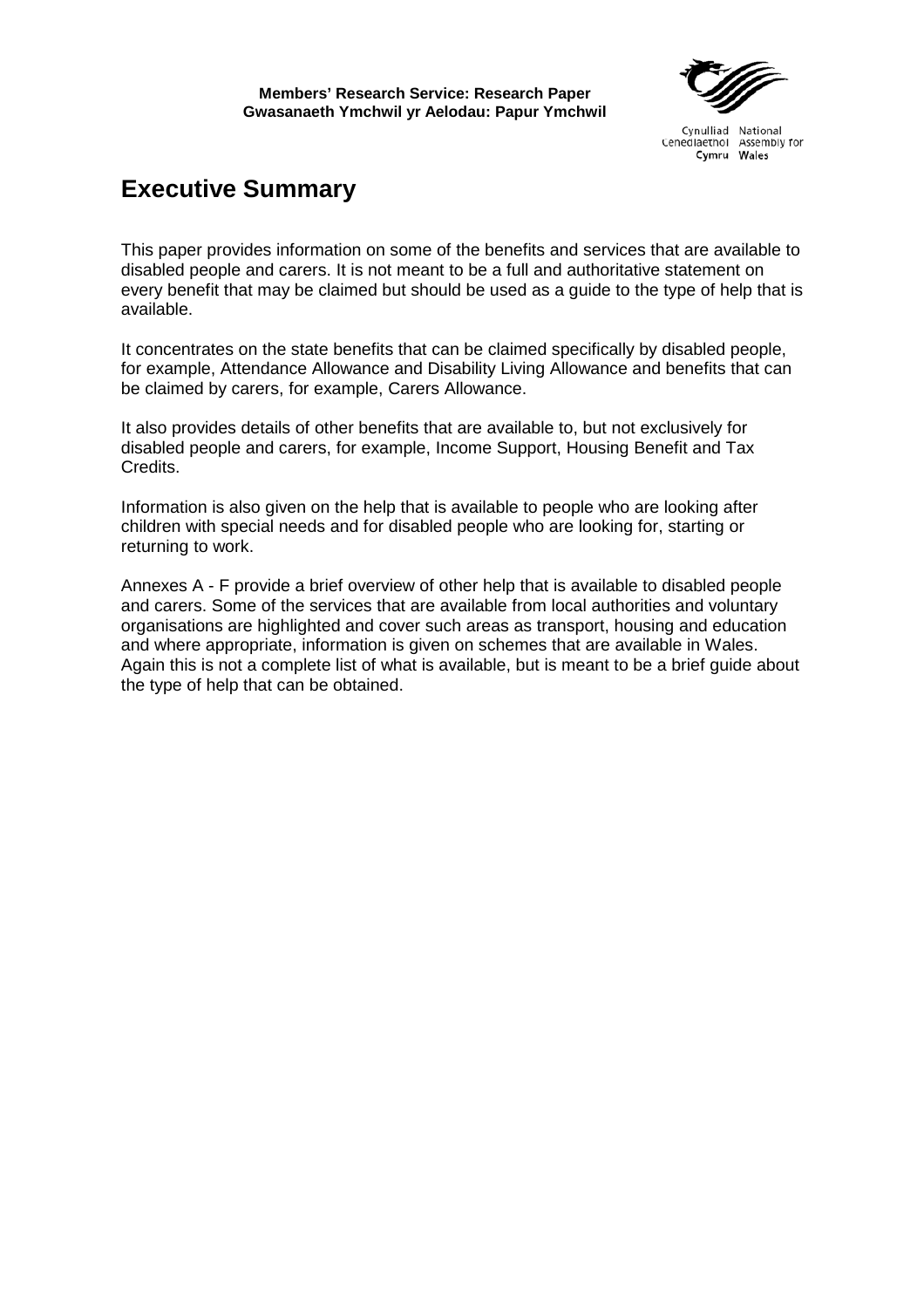# Executive Summary

This paper provides information on some of the benefits and services that are available to disabled people and carers. It is not meant to be a full and authoritative statement on every benefit that may be claimed but should be used as a guide to the type of help that is available.

It concentrates on the state benefits that can be claimed specifically by disabled people, for example, Attendance Allowance and Disability Living Allowance and benefits that can be claimed by carers, for example, Carers Allowance.

It also provides details of other benefits that are available to, but not exclusively for disabled people and carers, for example, Income Support, Housing Benefit and Tax Credits.

Information is also given on the help that is available to people who are looking after children with special needs and for disabled people who are looking for, starting or returning to work.

Annexes A - F provide a brief overview of other help that is available to disabled people and carers. Some of the services that are available from local authorities and voluntary organisations are highlighted and cover such areas as transport, housing and education and where appropriate, information is given on schemes that are available in Wales. Again this is not a complete list of what is available, but is meant to be a brief guide about the type of help that can be obtained.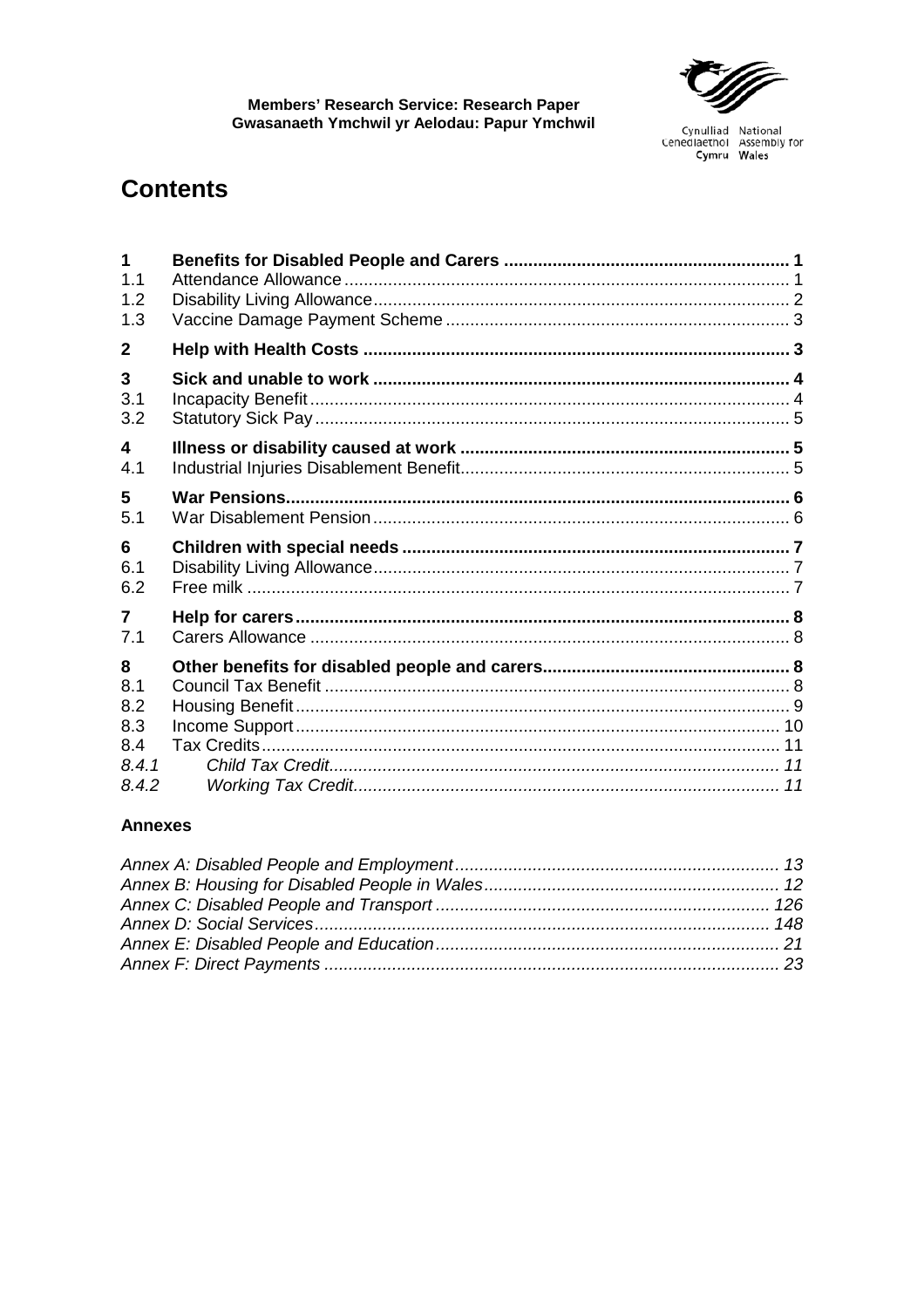Members' Research Service: Research Paper
Gwasanaeth Ymchwil yr Aelodau: Papur Ymchwil

# Contents

| | | |
|---|---|---|
| **1** | **Benefits for Disabled People and Carers** | **1** |
| 1.1 | Attendance Allowance | 1 |
| 1.2 | Disability Living Allowance | 2 |
| 1.3 | Vaccine Damage Payment Scheme | 3 |
| **2** | **Help with Health Costs** | **3** |
| **3** | **Sick and unable to work** | **4** |
| 3.1 | Incapacity Benefit | 4 |
| 3.2 | Statutory Sick Pay | 5 |
| **4** | **Illness or disability caused at work** | **5** |
| 4.1 | Industrial Injuries Disablement Benefit | 5 |
| **5** | **War Pensions** | **6** |
| 5.1 | War Disablement Pension | 6 |
| **6** | **Children with special needs** | **7** |
| 6.1 | Disability Living Allowance | 7 |
| 6.2 | Free milk | 7 |
| **7** | **Help for carers** | **8** |
| 7.1 | Carers Allowance | 8 |
| **8** | **Other benefits for disabled people and carers** | **8** |
| 8.1 | Council Tax Benefit | 8 |
| 8.2 | Housing Benefit | 9 |
| 8.3 | Income Support | 10 |
| 8.4 | Tax Credits | 11 |
| *8.4.1* | *Child Tax Credit* | *11* |
| *8.4.2* | *Working Tax Credit* | *11* |

### Annexes

| | |
|---|---|
| *Annex A: Disabled People and Employment* | *13* |
| *Annex B: Housing for Disabled People in Wales* | *12* |
| *Annex C: Disabled People and Transport* | *126* |
| *Annex D: Social Services* | *148* |
| *Annex E: Disabled People and Education* | *21* |
| *Annex F: Direct Payments* | *23* |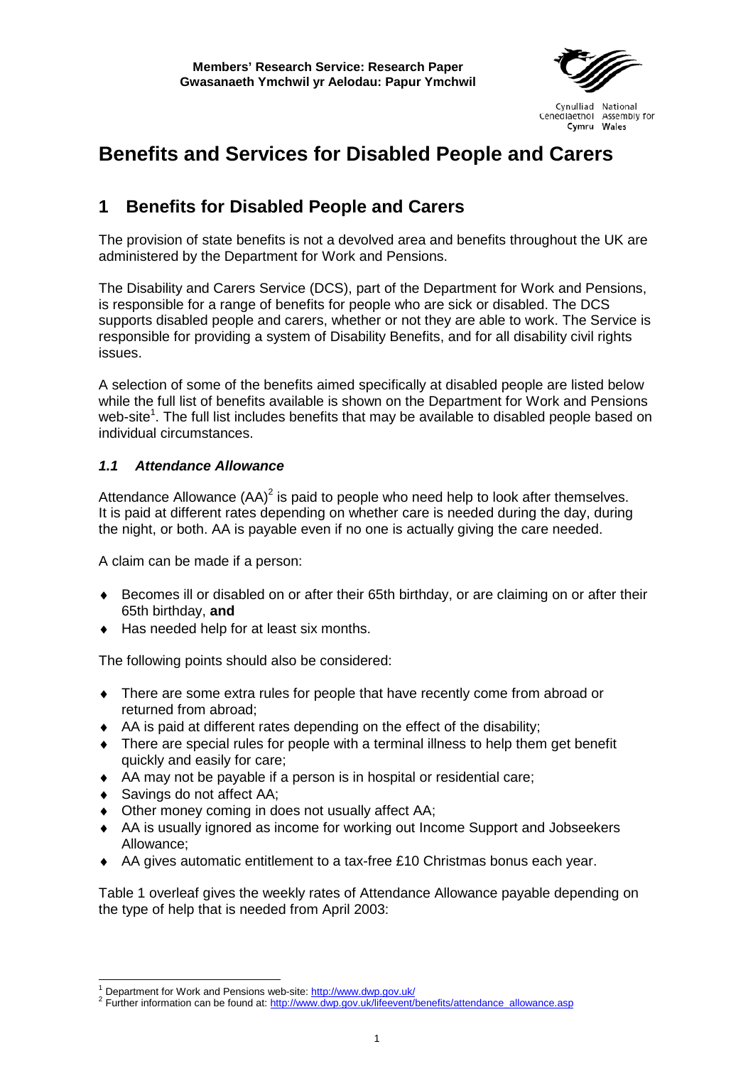**Members' Research Service: Research Paper**
**Gwasanaeth Ymchwil yr Aelodau: Papur Ymchwil**

# Benefits and Services for Disabled People and Carers

## 1 Benefits for Disabled People and Carers

The provision of state benefits is not a devolved area and benefits throughout the UK are administered by the Department for Work and Pensions.

The Disability and Carers Service (DCS), part of the Department for Work and Pensions, is responsible for a range of benefits for people who are sick or disabled. The DCS supports disabled people and carers, whether or not they are able to work. The Service is responsible for providing a system of Disability Benefits, and for all disability civil rights issues.

A selection of some of the benefits aimed specifically at disabled people are listed below while the full list of benefits available is shown on the Department for Work and Pensions web-site[1]. The full list includes benefits that may be available to disabled people based on individual circumstances.

### *1.1 Attendance Allowance*

Attendance Allowance (AA)[2] is paid to people who need help to look after themselves. It is paid at different rates depending on whether care is needed during the day, during the night, or both. AA is payable even if no one is actually giving the care needed.

A claim can be made if a person:

- Becomes ill or disabled on or after their 65th birthday, or are claiming on or after their 65th birthday, **and**
- Has needed help for at least six months.

The following points should also be considered:

- There are some extra rules for people that have recently come from abroad or returned from abroad;
- AA is paid at different rates depending on the effect of the disability;
- There are special rules for people with a terminal illness to help them get benefit quickly and easily for care;
- AA may not be payable if a person is in hospital or residential care;
- Savings do not affect AA;
- Other money coming in does not usually affect AA;
- AA is usually ignored as income for working out Income Support and Jobseekers Allowance;
- AA gives automatic entitlement to a tax-free £10 Christmas bonus each year.

Table 1 overleaf gives the weekly rates of Attendance Allowance payable depending on the type of help that is needed from April 2003:

[1] Department for Work and Pensions web-site: http://www.dwp.gov.uk/
[2] Further information can be found at: http://www.dwp.gov.uk/lifeevent/benefits/attendance_allowance.asp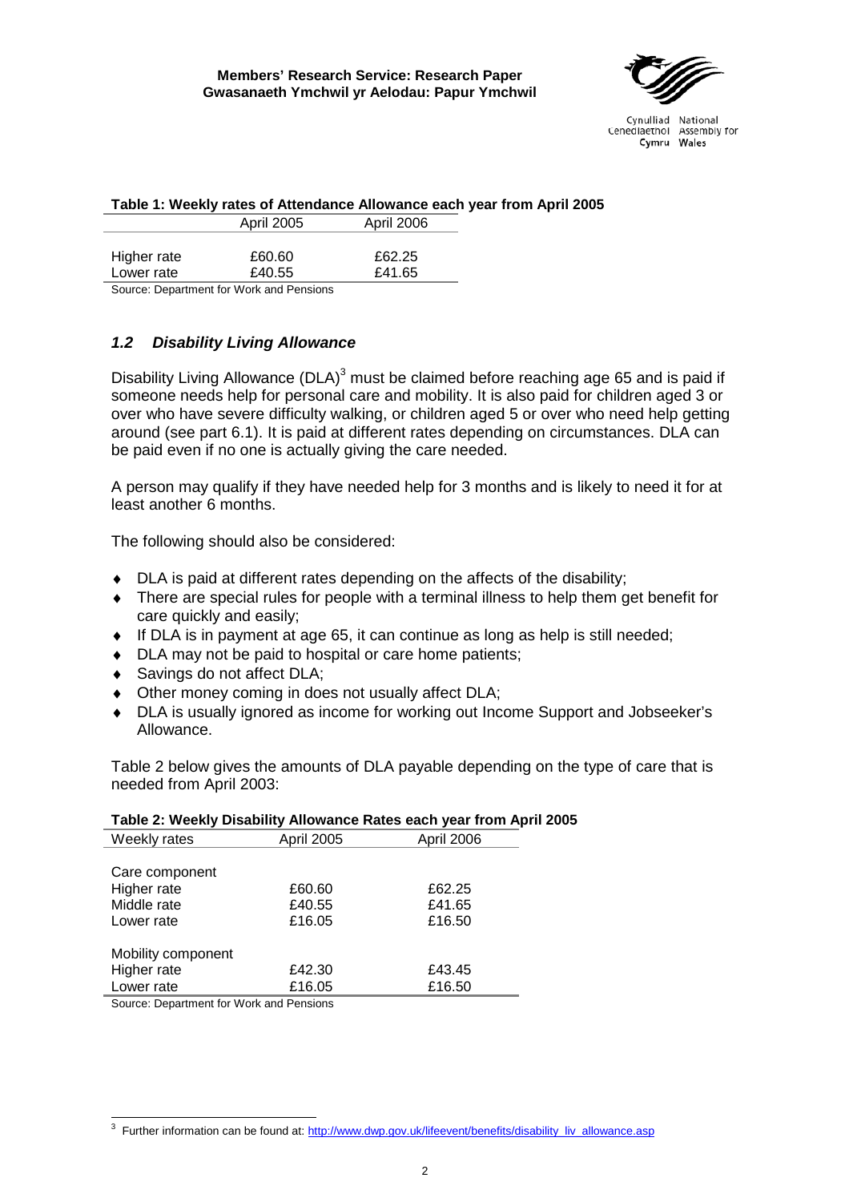**Table 1: Weekly rates of Attendance Allowance each year from April 2005**

| | April 2005 | April 2006 |
|---|---|---|
| Higher rate | £60.60 | £62.25 |
| Lower rate | £40.55 | £41.65 |

Source: Department for Work and Pensions

### *1.2 Disability Living Allowance*

Disability Living Allowance (DLA)[3] must be claimed before reaching age 65 and is paid if someone needs help for personal care and mobility. It is also paid for children aged 3 or over who have severe difficulty walking, or children aged 5 or over who need help getting around (see part 6.1). It is paid at different rates depending on circumstances. DLA can be paid even if no one is actually giving the care needed.

A person may qualify if they have needed help for 3 months and is likely to need it for at least another 6 months.

The following should also be considered:

- DLA is paid at different rates depending on the affects of the disability;
- There are special rules for people with a terminal illness to help them get benefit for care quickly and easily;
- If DLA is in payment at age 65, it can continue as long as help is still needed;
- DLA may not be paid to hospital or care home patients;
- Savings do not affect DLA;
- Other money coming in does not usually affect DLA;
- DLA is usually ignored as income for working out Income Support and Jobseeker's Allowance.

Table 2 below gives the amounts of DLA payable depending on the type of care that is needed from April 2003:

**Table 2: Weekly Disability Allowance Rates each year from April 2005**

| Weekly rates | April 2005 | April 2006 |
|---|---|---|
| Care component | | |
| Higher rate | £60.60 | £62.25 |
| Middle rate | £40.55 | £41.65 |
| Lower rate | £16.05 | £16.50 |
| Mobility component | | |
| Higher rate | £42.30 | £43.45 |
| Lower rate | £16.05 | £16.50 |

Source: Department for Work and Pensions

[3] Further information can be found at: http://www.dwp.gov.uk/lifeevent/benefits/disability_liv_allowance.asp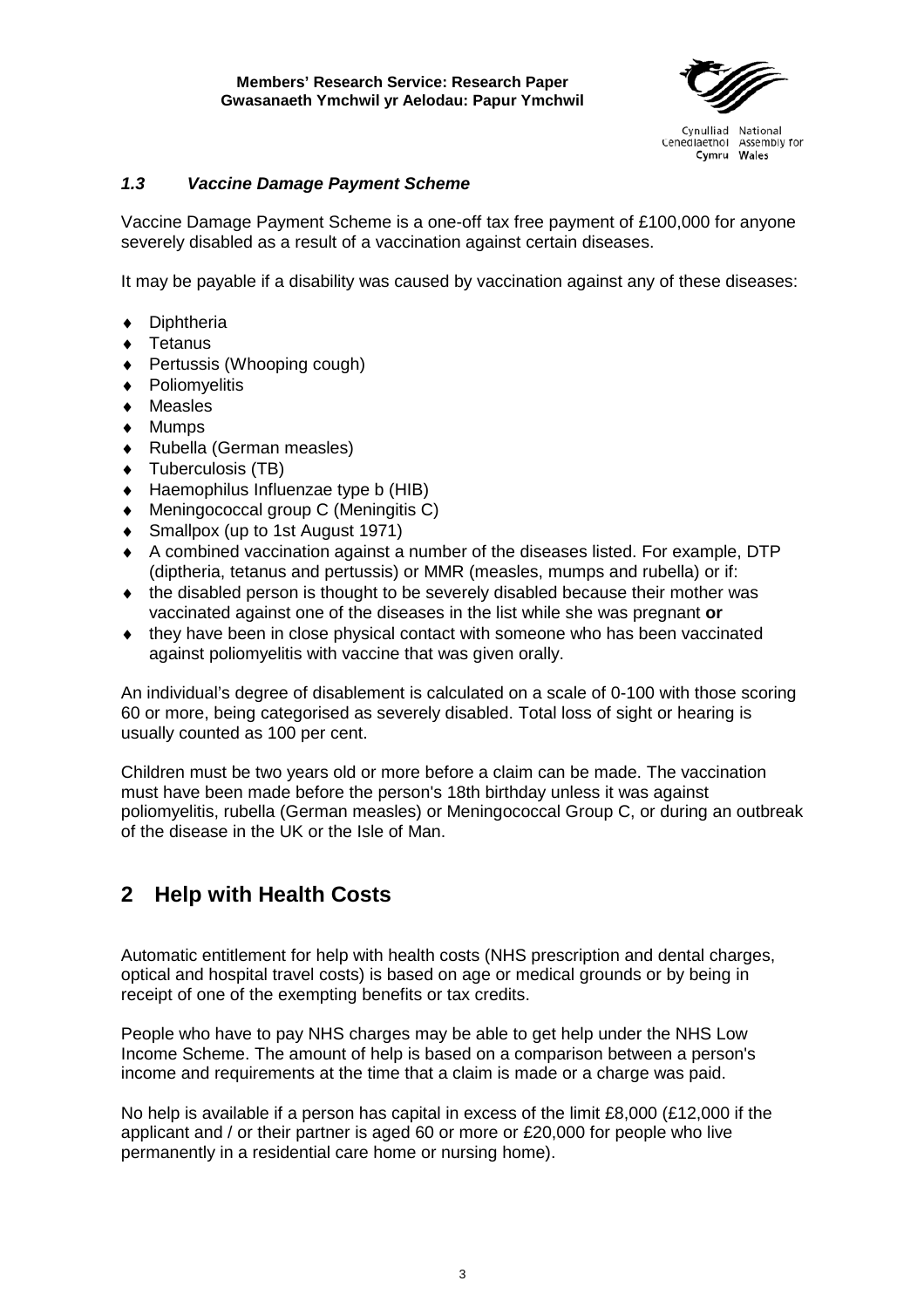### *1.3 Vaccine Damage Payment Scheme*

Vaccine Damage Payment Scheme is a one-off tax free payment of £100,000 for anyone severely disabled as a result of a vaccination against certain diseases.

It may be payable if a disability was caused by vaccination against any of these diseases:

- Diphtheria
- Tetanus
- Pertussis (Whooping cough)
- Poliomyelitis
- Measles
- Mumps
- Rubella (German measles)
- Tuberculosis (TB)
- Haemophilus Influenzae type b (HIB)
- Meningococcal group C (Meningitis C)
- Smallpox (up to 1st August 1971)
- A combined vaccination against a number of the diseases listed. For example, DTP (diptheria, tetanus and pertussis) or MMR (measles, mumps and rubella) or if:
- the disabled person is thought to be severely disabled because their mother was vaccinated against one of the diseases in the list while she was pregnant **or**
- they have been in close physical contact with someone who has been vaccinated against poliomyelitis with vaccine that was given orally.

An individual's degree of disablement is calculated on a scale of 0-100 with those scoring 60 or more, being categorised as severely disabled. Total loss of sight or hearing is usually counted as 100 per cent.

Children must be two years old or more before a claim can be made. The vaccination must have been made before the person's 18th birthday unless it was against poliomyelitis, rubella (German measles) or Meningococcal Group C, or during an outbreak of the disease in the UK or the Isle of Man.

## 2 Help with Health Costs

Automatic entitlement for help with health costs (NHS prescription and dental charges, optical and hospital travel costs) is based on age or medical grounds or by being in receipt of one of the exempting benefits or tax credits.

People who have to pay NHS charges may be able to get help under the NHS Low Income Scheme. The amount of help is based on a comparison between a person's income and requirements at the time that a claim is made or a charge was paid.

No help is available if a person has capital in excess of the limit £8,000 (£12,000 if the applicant and / or their partner is aged 60 or more or £20,000 for people who live permanently in a residential care home or nursing home).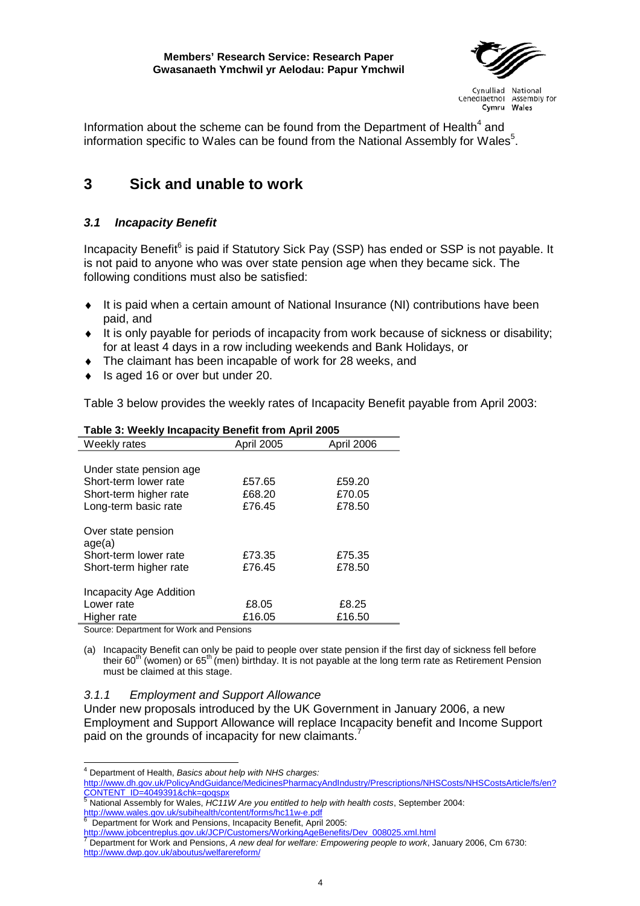Information about the scheme can be found from the Department of Health[4] and information specific to Wales can be found from the National Assembly for Wales[5].

# 3 Sick and unable to work

## *3.1 Incapacity Benefit*

Incapacity Benefit[6] is paid if Statutory Sick Pay (SSP) has ended or SSP is not payable. It is not paid to anyone who was over state pension age when they became sick. The following conditions must also be satisfied:

- It is paid when a certain amount of National Insurance (NI) contributions have been paid, and
- It is only payable for periods of incapacity from work because of sickness or disability; for at least 4 days in a row including weekends and Bank Holidays, or
- The claimant has been incapable of work for 28 weeks, and
- Is aged 16 or over but under 20.

Table 3 below provides the weekly rates of Incapacity Benefit payable from April 2003:

**Table 3: Weekly Incapacity Benefit from April 2005**

| Weekly rates | April 2005 | April 2006 |
|---|---|---|
| Under state pension age | | |
| Short-term lower rate | £57.65 | £59.20 |
| Short-term higher rate | £68.20 | £70.05 |
| Long-term basic rate | £76.45 | £78.50 |
| Over state pension age(a) | | |
| Short-term lower rate | £73.35 | £75.35 |
| Short-term higher rate | £76.45 | £78.50 |
| Incapacity Age Addition | | |
| Lower rate | £8.05 | £8.25 |
| Higher rate | £16.05 | £16.50 |

Source: Department for Work and Pensions

(a) Incapacity Benefit can only be paid to people over state pension if the first day of sickness fell before their 60th (women) or 65th (men) birthday. It is not payable at the long term rate as Retirement Pension must be claimed at this stage.

### *3.1.1 Employment and Support Allowance*

Under new proposals introduced by the UK Government in January 2006, a new Employment and Support Allowance will replace Incapacity benefit and Income Support paid on the grounds of incapacity for new claimants.[7]

---

[4] Department of Health, *Basics about help with NHS charges:* http://www.dh.gov.uk/PolicyAndGuidance/MedicinesPharmacyAndIndustry/Prescriptions/NHSCosts/NHSCostsArticle/fs/en?CONTENT_ID=4049391&chk=qoqspx

[5] National Assembly for Wales, *HC11W Are you entitled to help with health costs*, September 2004: http://www.wales.gov.uk/subihealth/content/forms/hc11w-e.pdf

[6] Department for Work and Pensions, Incapacity Benefit, April 2005: http://www.jobcentreplus.gov.uk/JCP/Customers/WorkingAgeBenefits/Dev_008025.xml.html

[7] Department for Work and Pensions, *A new deal for welfare: Empowering people to work*, January 2006, Cm 6730: http://www.dwp.gov.uk/aboutus/welfarereform/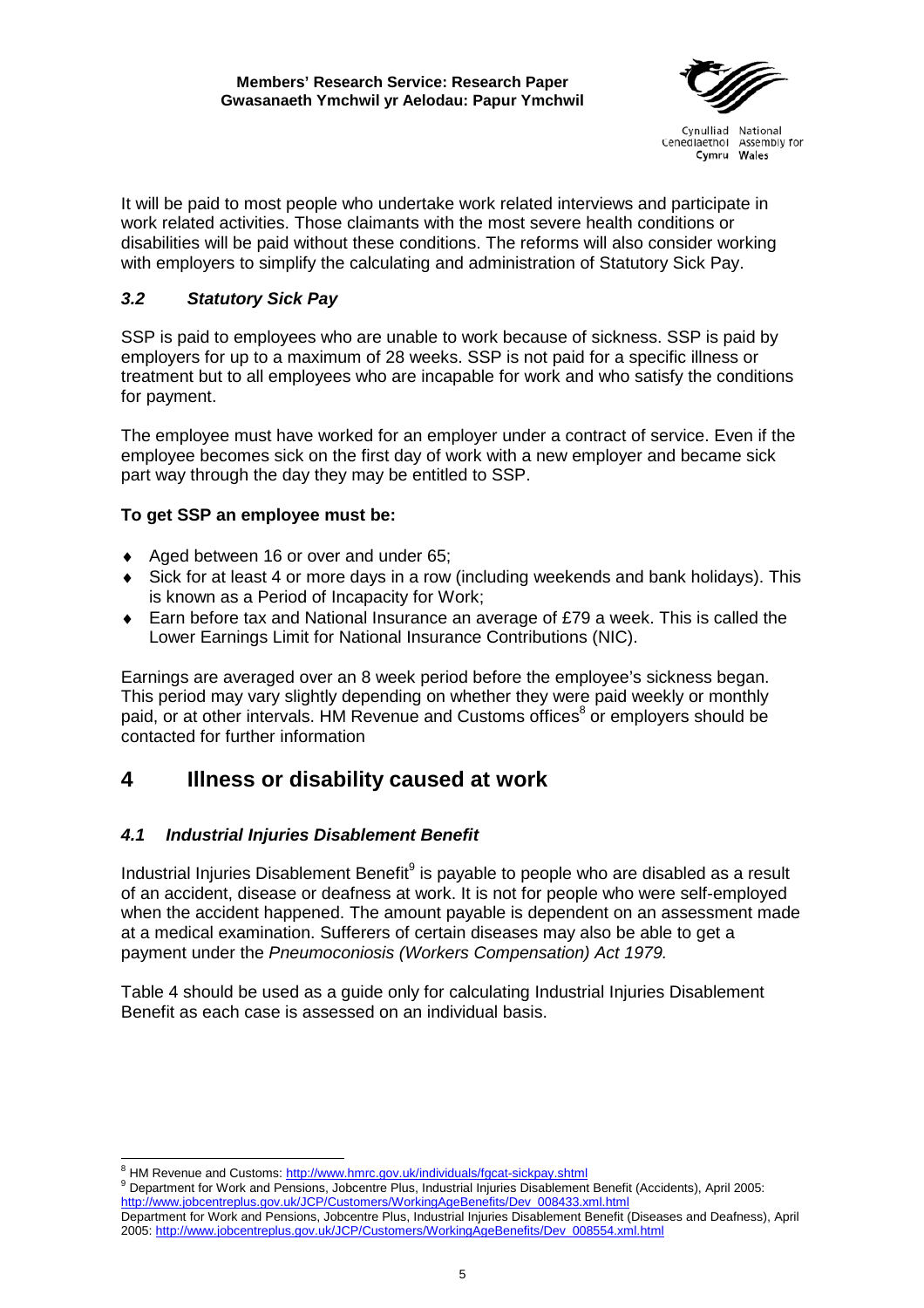It will be paid to most people who undertake work related interviews and participate in work related activities. Those claimants with the most severe health conditions or disabilities will be paid without these conditions. The reforms will also consider working with employers to simplify the calculating and administration of Statutory Sick Pay.

### *3.2 Statutory Sick Pay*

SSP is paid to employees who are unable to work because of sickness. SSP is paid by employers for up to a maximum of 28 weeks. SSP is not paid for a specific illness or treatment but to all employees who are incapable for work and who satisfy the conditions for payment.

The employee must have worked for an employer under a contract of service. Even if the employee becomes sick on the first day of work with a new employer and became sick part way through the day they may be entitled to SSP.

**To get SSP an employee must be:**

- Aged between 16 or over and under 65;
- Sick for at least 4 or more days in a row (including weekends and bank holidays). This is known as a Period of Incapacity for Work;
- Earn before tax and National Insurance an average of £79 a week. This is called the Lower Earnings Limit for National Insurance Contributions (NIC).

Earnings are averaged over an 8 week period before the employee's sickness began. This period may vary slightly depending on whether they were paid weekly or monthly paid, or at other intervals. HM Revenue and Customs offices[8] or employers should be contacted for further information

## 4 Illness or disability caused at work

### *4.1 Industrial Injuries Disablement Benefit*

Industrial Injuries Disablement Benefit[9] is payable to people who are disabled as a result of an accident, disease or deafness at work. It is not for people who were self-employed when the accident happened. The amount payable is dependent on an assessment made at a medical examination. Sufferers of certain diseases may also be able to get a payment under the *Pneumoconiosis (Workers Compensation) Act 1979.*

Table 4 should be used as a guide only for calculating Industrial Injuries Disablement Benefit as each case is assessed on an individual basis.

---

[8] HM Revenue and Customs: http://www.hmrc.gov.uk/individuals/fgcat-sickpay.shtml

[9] Department for Work and Pensions, Jobcentre Plus, Industrial Injuries Disablement Benefit (Accidents), April 2005: http://www.jobcentreplus.gov.uk/JCP/Customers/WorkingAgeBenefits/Dev_008433.xml.html
Department for Work and Pensions, Jobcentre Plus, Industrial Injuries Disablement Benefit (Diseases and Deafness), April 2005: http://www.jobcentreplus.gov.uk/JCP/Customers/WorkingAgeBenefits/Dev_008554.xml.html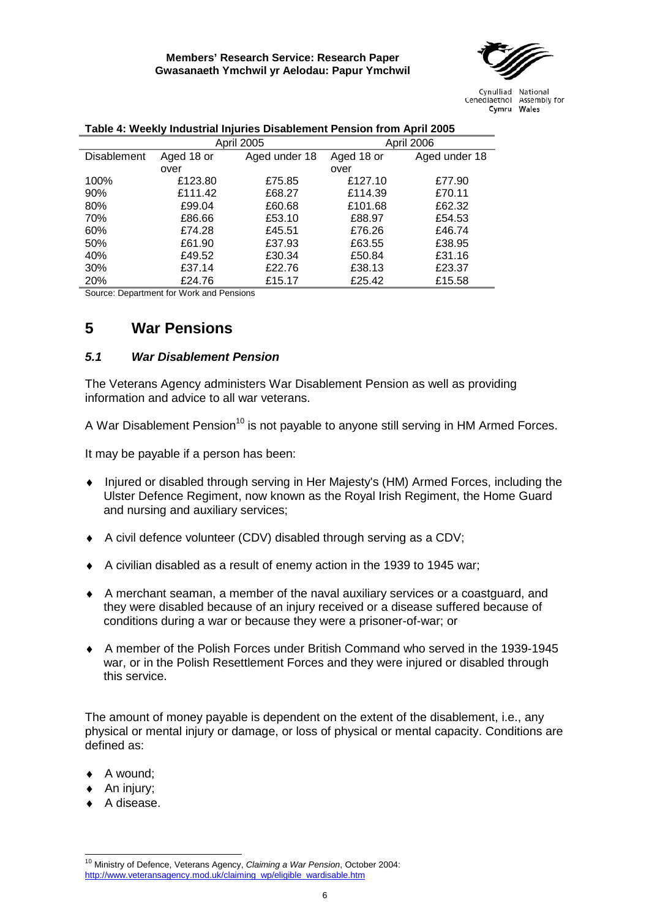**Table 4: Weekly Industrial Injuries Disablement Pension from April 2005**

| | April 2005 | | April 2006 | |
|---|---|---|---|---|
| Disablement | Aged 18 or over | Aged under 18 | Aged 18 or over | Aged under 18 |
| 100% | £123.80 | £75.85 | £127.10 | £77.90 |
| 90% | £111.42 | £68.27 | £114.39 | £70.11 |
| 80% | £99.04 | £60.68 | £101.68 | £62.32 |
| 70% | £86.66 | £53.10 | £88.97 | £54.53 |
| 60% | £74.28 | £45.51 | £76.26 | £46.74 |
| 50% | £61.90 | £37.93 | £63.55 | £38.95 |
| 40% | £49.52 | £30.34 | £50.84 | £31.16 |
| 30% | £37.14 | £22.76 | £38.13 | £23.37 |
| 20% | £24.76 | £15.17 | £25.42 | £15.58 |

Source: Department for Work and Pensions

# 5 War Pensions

### *5.1 War Disablement Pension*

The Veterans Agency administers War Disablement Pension as well as providing information and advice to all war veterans.

A War Disablement Pension[10] is not payable to anyone still serving in HM Armed Forces.

It may be payable if a person has been:

- Injured or disabled through serving in Her Majesty's (HM) Armed Forces, including the Ulster Defence Regiment, now known as the Royal Irish Regiment, the Home Guard and nursing and auxiliary services;
- A civil defence volunteer (CDV) disabled through serving as a CDV;
- A civilian disabled as a result of enemy action in the 1939 to 1945 war;
- A merchant seaman, a member of the naval auxiliary services or a coastguard, and they were disabled because of an injury received or a disease suffered because of conditions during a war or because they were a prisoner-of-war; or
- A member of the Polish Forces under British Command who served in the 1939-1945 war, or in the Polish Resettlement Forces and they were injured or disabled through this service.

The amount of money payable is dependent on the extent of the disablement, i.e., any physical or mental injury or damage, or loss of physical or mental capacity. Conditions are defined as:

- A wound;
- An injury;
- A disease.

[10] Ministry of Defence, Veterans Agency, *Claiming a War Pension*, October 2004: http://www.veteransagency.mod.uk/claiming_wp/eligible_wardisable.htm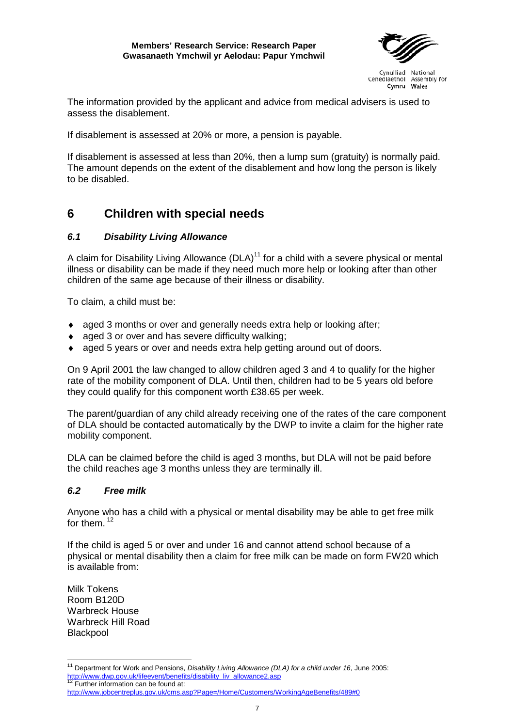The information provided by the applicant and advice from medical advisers is used to assess the disablement.

If disablement is assessed at 20% or more, a pension is payable.

If disablement is assessed at less than 20%, then a lump sum (gratuity) is normally paid. The amount depends on the extent of the disablement and how long the person is likely to be disabled.

# 6 Children with special needs

## *6.1 Disability Living Allowance*

A claim for Disability Living Allowance (DLA)[11] for a child with a severe physical or mental illness or disability can be made if they need much more help or looking after than other children of the same age because of their illness or disability.

To claim, a child must be:

- aged 3 months or over and generally needs extra help or looking after;
- aged 3 or over and has severe difficulty walking;
- aged 5 years or over and needs extra help getting around out of doors.

On 9 April 2001 the law changed to allow children aged 3 and 4 to qualify for the higher rate of the mobility component of DLA. Until then, children had to be 5 years old before they could qualify for this component worth £38.65 per week.

The parent/guardian of any child already receiving one of the rates of the care component of DLA should be contacted automatically by the DWP to invite a claim for the higher rate mobility component.

DLA can be claimed before the child is aged 3 months, but DLA will not be paid before the child reaches age 3 months unless they are terminally ill.

## *6.2 Free milk*

Anyone who has a child with a physical or mental disability may be able to get free milk for them.[12]

If the child is aged 5 or over and under 16 and cannot attend school because of a physical or mental disability then a claim for free milk can be made on form FW20 which is available from:

Milk Tokens
Room B120D
Warbreck House
Warbreck Hill Road
Blackpool

---

[11] Department for Work and Pensions, *Disability Living Allowance (DLA) for a child under 16*, June 2005: http://www.dwp.gov.uk/lifeevent/benefits/disability_liv_allowance2.asp

[12] Further information can be found at: http://www.jobcentreplus.gov.uk/cms.asp?Page=/Home/Customers/WorkingAgeBenefits/489#0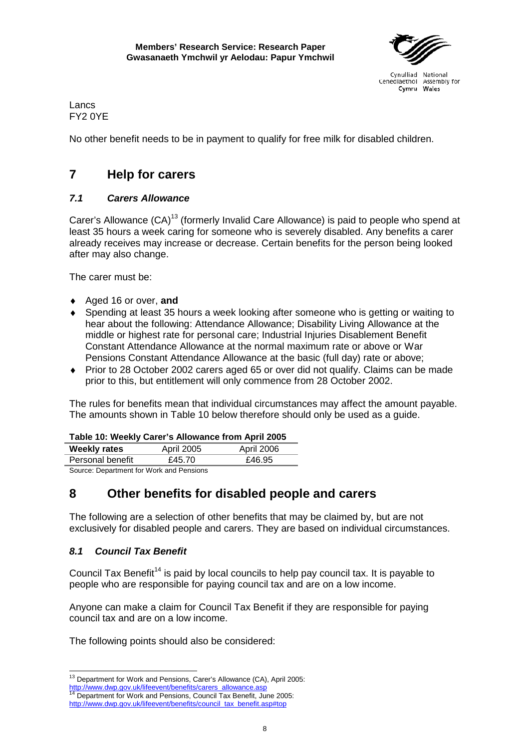Lancs
FY2 0YE

No other benefit needs to be in payment to qualify for free milk for disabled children.

## 7 Help for carers

### *7.1 Carers Allowance*

Carer's Allowance (CA)[13] (formerly Invalid Care Allowance) is paid to people who spend at least 35 hours a week caring for someone who is severely disabled. Any benefits a carer already receives may increase or decrease. Certain benefits for the person being looked after may also change.

The carer must be:

- Aged 16 or over, **and**
- Spending at least 35 hours a week looking after someone who is getting or waiting to hear about the following: Attendance Allowance; Disability Living Allowance at the middle or highest rate for personal care; Industrial Injuries Disablement Benefit Constant Attendance Allowance at the normal maximum rate or above or War Pensions Constant Attendance Allowance at the basic (full day) rate or above;
- Prior to 28 October 2002 carers aged 65 or over did not qualify. Claims can be made prior to this, but entitlement will only commence from 28 October 2002.

The rules for benefits mean that individual circumstances may affect the amount payable. The amounts shown in Table 10 below therefore should only be used as a guide.

**Table 10: Weekly Carer's Allowance from April 2005**

| **Weekly rates** | April 2005 | April 2006 |
|---|---|---|
| Personal benefit | £45.70 | £46.95 |

Source: Department for Work and Pensions

## 8 Other benefits for disabled people and carers

The following are a selection of other benefits that may be claimed by, but are not exclusively for disabled people and carers. They are based on individual circumstances.

### *8.1 Council Tax Benefit*

Council Tax Benefit[14] is paid by local councils to help pay council tax. It is payable to people who are responsible for paying council tax and are on a low income.

Anyone can make a claim for Council Tax Benefit if they are responsible for paying council tax and are on a low income.

The following points should also be considered:

---

[13] Department for Work and Pensions, Carer's Allowance (CA), April 2005: http://www.dwp.gov.uk/lifeevent/benefits/carers_allowance.asp

[14] Department for Work and Pensions, Council Tax Benefit, June 2005: http://www.dwp.gov.uk/lifeevent/benefits/council_tax_benefit.asp#top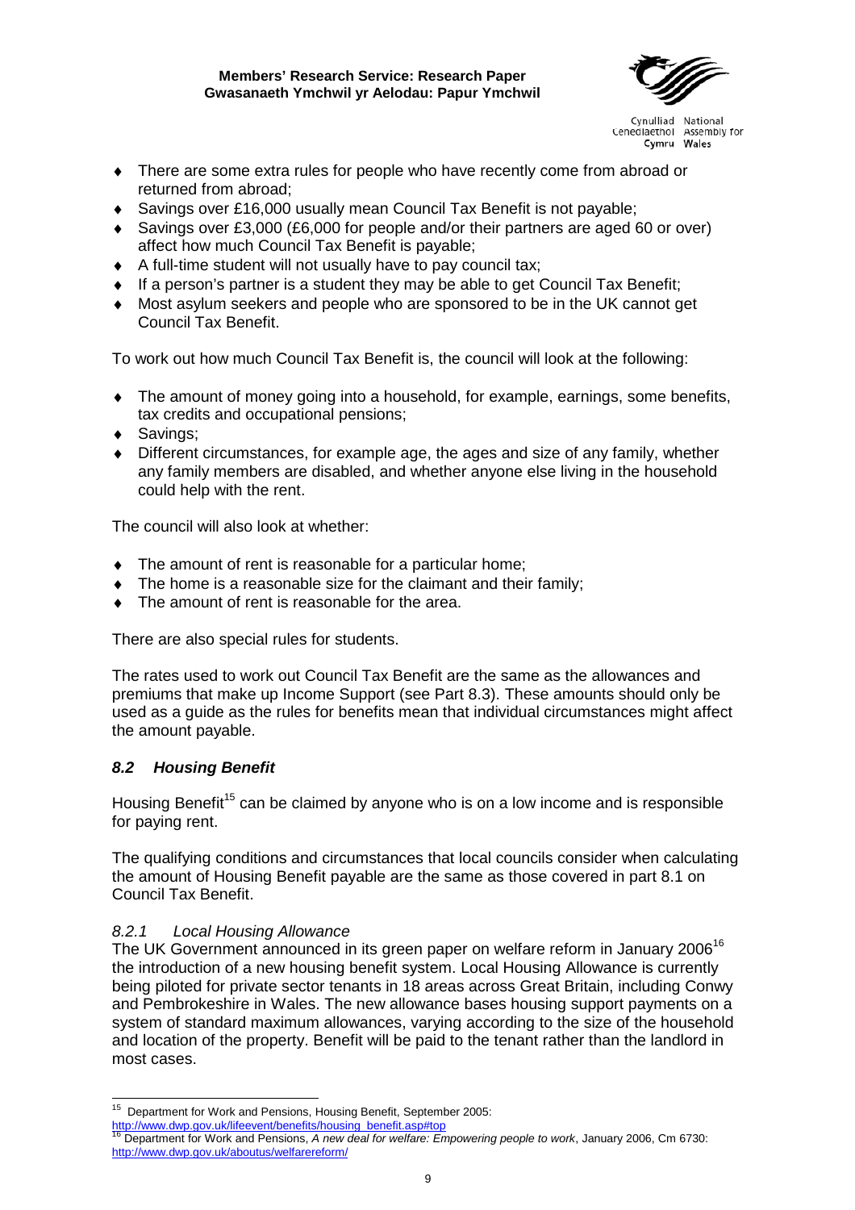- There are some extra rules for people who have recently come from abroad or returned from abroad;
- Savings over £16,000 usually mean Council Tax Benefit is not payable;
- Savings over £3,000 (£6,000 for people and/or their partners are aged 60 or over) affect how much Council Tax Benefit is payable;
- A full-time student will not usually have to pay council tax;
- If a person's partner is a student they may be able to get Council Tax Benefit;
- Most asylum seekers and people who are sponsored to be in the UK cannot get Council Tax Benefit.

To work out how much Council Tax Benefit is, the council will look at the following:

- The amount of money going into a household, for example, earnings, some benefits, tax credits and occupational pensions;
- Savings;
- Different circumstances, for example age, the ages and size of any family, whether any family members are disabled, and whether anyone else living in the household could help with the rent.

The council will also look at whether:

- The amount of rent is reasonable for a particular home;
- The home is a reasonable size for the claimant and their family;
- The amount of rent is reasonable for the area.

There are also special rules for students.

The rates used to work out Council Tax Benefit are the same as the allowances and premiums that make up Income Support (see Part 8.3). These amounts should only be used as a guide as the rules for benefits mean that individual circumstances might affect the amount payable.

## *8.2 Housing Benefit*

Housing Benefit[15] can be claimed by anyone who is on a low income and is responsible for paying rent.

The qualifying conditions and circumstances that local councils consider when calculating the amount of Housing Benefit payable are the same as those covered in part 8.1 on Council Tax Benefit.

### *8.2.1 Local Housing Allowance*

The UK Government announced in its green paper on welfare reform in January 2006[16] the introduction of a new housing benefit system. Local Housing Allowance is currently being piloted for private sector tenants in 18 areas across Great Britain, including Conwy and Pembrokeshire in Wales. The new allowance bases housing support payments on a system of standard maximum allowances, varying according to the size of the household and location of the property. Benefit will be paid to the tenant rather than the landlord in most cases.

---

[15] Department for Work and Pensions, Housing Benefit, September 2005: http://www.dwp.gov.uk/lifeevent/benefits/housing_benefit.asp#top

[16] Department for Work and Pensions, *A new deal for welfare: Empowering people to work*, January 2006, Cm 6730: http://www.dwp.gov.uk/aboutus/welfarereform/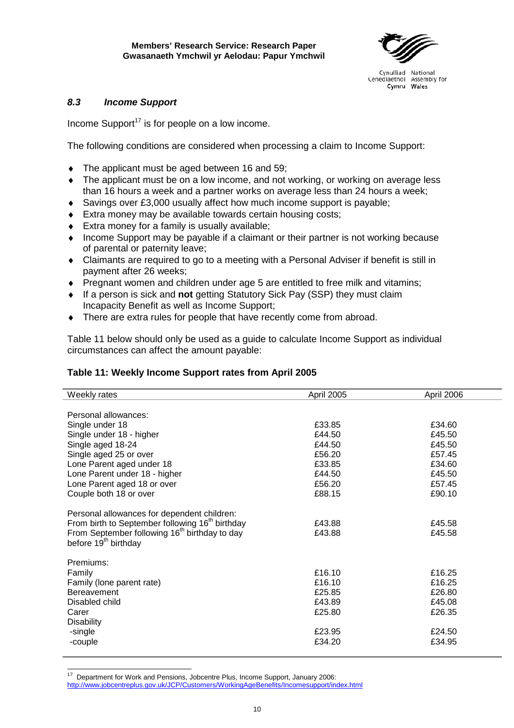### *8.3 Income Support*

Income Support[17] is for people on a low income.

The following conditions are considered when processing a claim to Income Support:

- The applicant must be aged between 16 and 59;
- The applicant must be on a low income, and not working, or working on average less than 16 hours a week and a partner works on average less than 24 hours a week;
- Savings over £3,000 usually affect how much income support is payable;
- Extra money may be available towards certain housing costs;
- Extra money for a family is usually available;
- Income Support may be payable if a claimant or their partner is not working because of parental or paternity leave;
- Claimants are required to go to a meeting with a Personal Adviser if benefit is still in payment after 26 weeks;
- Pregnant women and children under age 5 are entitled to free milk and vitamins;
- If a person is sick and **not** getting Statutory Sick Pay (SSP) they must claim Incapacity Benefit as well as Income Support;
- There are extra rules for people that have recently come from abroad.

Table 11 below should only be used as a guide to calculate Income Support as individual circumstances can affect the amount payable:

**Table 11: Weekly Income Support rates from April 2005**

| Weekly rates | April 2005 | April 2006 |
|---|---|---|
| Personal allowances: | | |
| Single under 18 | £33.85 | £34.60 |
| Single under 18 - higher | £44.50 | £45.50 |
| Single aged 18-24 | £44.50 | £45.50 |
| Single aged 25 or over | £56.20 | £57.45 |
| Lone Parent aged under 18 | £33.85 | £34.60 |
| Lone Parent under 18 - higher | £44.50 | £45.50 |
| Lone Parent aged 18 or over | £56.20 | £57.45 |
| Couple both 18 or over | £88.15 | £90.10 |
| Personal allowances for dependent children: | | |
| From birth to September following 16th birthday | £43.88 | £45.58 |
| From September following 16th birthday to day before 19th birthday | £43.88 | £45.58 |
| Premiums: | | |
| Family | £16.10 | £16.25 |
| Family (lone parent rate) | £16.10 | £16.25 |
| Bereavement | £25.85 | £26.80 |
| Disabled child | £43.89 | £45.08 |
| Carer | £25.80 | £26.35 |
| Disability | | |
| -single | £23.95 | £24.50 |
| -couple | £34.20 | £34.95 |

[17] Department for Work and Pensions, Jobcentre Plus, Income Support, January 2006: http://www.jobcentreplus.gov.uk/JCP/Customers/WorkingAgeBenefits/Incomesupport/index.html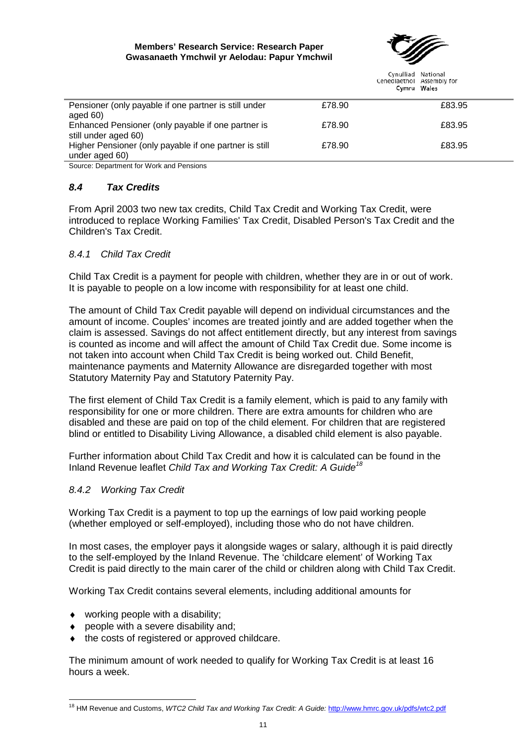| | | |
|---|---|---|
| Pensioner (only payable if one partner is still under aged 60) | £78.90 | £83.95 |
| Enhanced Pensioner (only payable if one partner is still under aged 60) | £78.90 | £83.95 |
| Higher Pensioner (only payable if one partner is still under aged 60) | £78.90 | £83.95 |

Source: Department for Work and Pensions

### *8.4 Tax Credits*

From April 2003 two new tax credits, Child Tax Credit and Working Tax Credit, were introduced to replace Working Families' Tax Credit, Disabled Person's Tax Credit and the Children's Tax Credit.

#### *8.4.1 Child Tax Credit*

Child Tax Credit is a payment for people with children, whether they are in or out of work. It is payable to people on a low income with responsibility for at least one child.

The amount of Child Tax Credit payable will depend on individual circumstances and the amount of income. Couples' incomes are treated jointly and are added together when the claim is assessed. Savings do not affect entitlement directly, but any interest from savings is counted as income and will affect the amount of Child Tax Credit due. Some income is not taken into account when Child Tax Credit is being worked out. Child Benefit, maintenance payments and Maternity Allowance are disregarded together with most Statutory Maternity Pay and Statutory Paternity Pay.

The first element of Child Tax Credit is a family element, which is paid to any family with responsibility for one or more children. There are extra amounts for children who are disabled and these are paid on top of the child element. For children that are registered blind or entitled to Disability Living Allowance, a disabled child element is also payable.

Further information about Child Tax Credit and how it is calculated can be found in the Inland Revenue leaflet *Child Tax and Working Tax Credit: A Guide*[18]

#### *8.4.2 Working Tax Credit*

Working Tax Credit is a payment to top up the earnings of low paid working people (whether employed or self-employed), including those who do not have children.

In most cases, the employer pays it alongside wages or salary, although it is paid directly to the self-employed by the Inland Revenue. The 'childcare element' of Working Tax Credit is paid directly to the main carer of the child or children along with Child Tax Credit.

Working Tax Credit contains several elements, including additional amounts for

- working people with a disability;
- people with a severe disability and;
- the costs of registered or approved childcare.

The minimum amount of work needed to qualify for Working Tax Credit is at least 16 hours a week.

---

[18] HM Revenue and Customs, *WTC2 Child Tax and Working Tax Credit: A Guide:* http://www.hmrc.gov.uk/pdfs/wtc2.pdf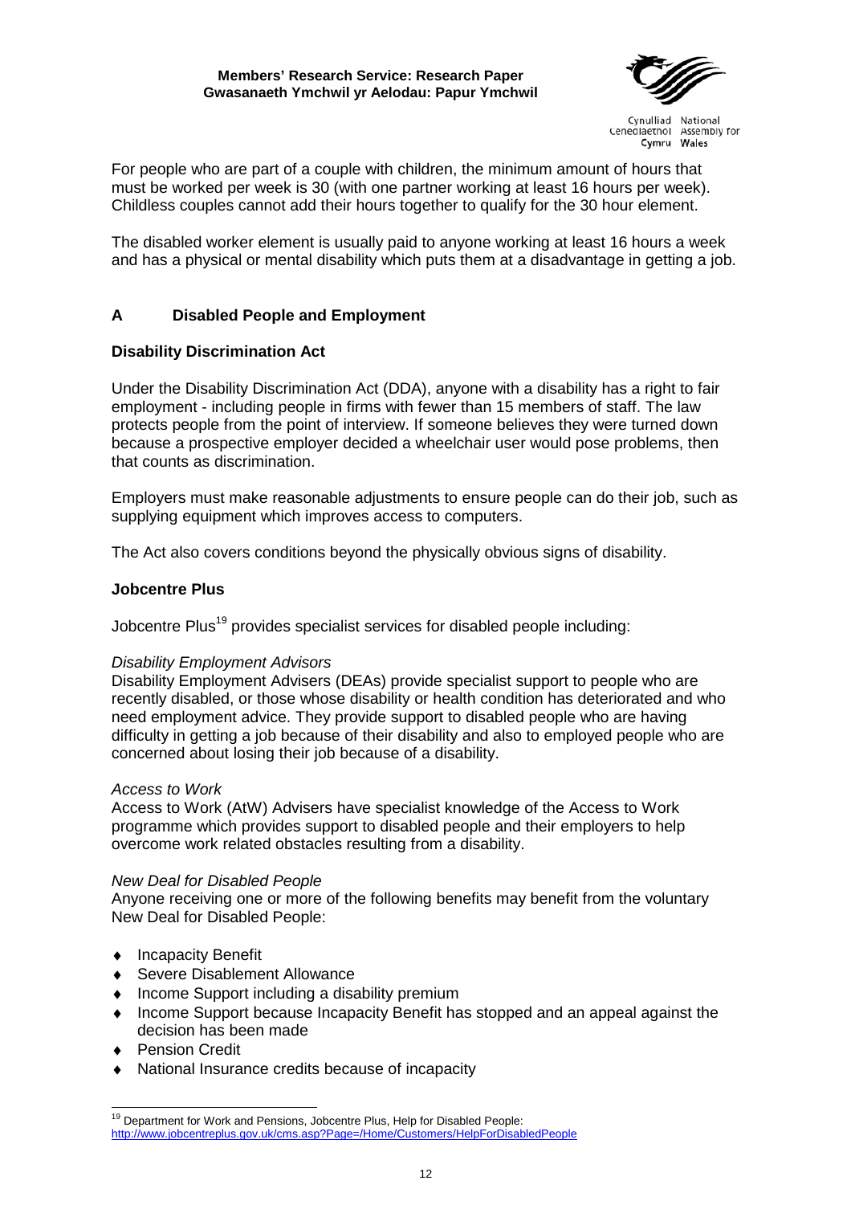For people who are part of a couple with children, the minimum amount of hours that must be worked per week is 30 (with one partner working at least 16 hours per week). Childless couples cannot add their hours together to qualify for the 30 hour element.

The disabled worker element is usually paid to anyone working at least 16 hours a week and has a physical or mental disability which puts them at a disadvantage in getting a job.

## A Disabled People and Employment

### Disability Discrimination Act

Under the Disability Discrimination Act (DDA), anyone with a disability has a right to fair employment - including people in firms with fewer than 15 members of staff. The law protects people from the point of interview. If someone believes they were turned down because a prospective employer decided a wheelchair user would pose problems, then that counts as discrimination.

Employers must make reasonable adjustments to ensure people can do their job, such as supplying equipment which improves access to computers.

The Act also covers conditions beyond the physically obvious signs of disability.

### Jobcentre Plus

Jobcentre Plus[19] provides specialist services for disabled people including:

*Disability Employment Advisors*
Disability Employment Advisers (DEAs) provide specialist support to people who are recently disabled, or those whose disability or health condition has deteriorated and who need employment advice. They provide support to disabled people who are having difficulty in getting a job because of their disability and also to employed people who are concerned about losing their job because of a disability.

*Access to Work*
Access to Work (AtW) Advisers have specialist knowledge of the Access to Work programme which provides support to disabled people and their employers to help overcome work related obstacles resulting from a disability.

*New Deal for Disabled People*
Anyone receiving one or more of the following benefits may benefit from the voluntary New Deal for Disabled People:

- Incapacity Benefit
- Severe Disablement Allowance
- Income Support including a disability premium
- Income Support because Incapacity Benefit has stopped and an appeal against the decision has been made
- Pension Credit
- National Insurance credits because of incapacity

---

[19] Department for Work and Pensions, Jobcentre Plus, Help for Disabled People: http://www.jobcentreplus.gov.uk/cms.asp?Page=/Home/Customers/HelpForDisabledPeople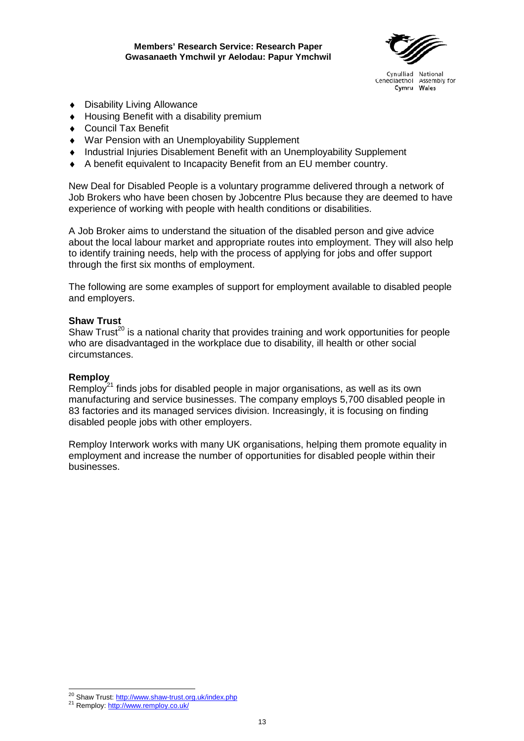- Disability Living Allowance
- Housing Benefit with a disability premium
- Council Tax Benefit
- War Pension with an Unemployability Supplement
- Industrial Injuries Disablement Benefit with an Unemployability Supplement
- A benefit equivalent to Incapacity Benefit from an EU member country.

New Deal for Disabled People is a voluntary programme delivered through a network of Job Brokers who have been chosen by Jobcentre Plus because they are deemed to have experience of working with people with health conditions or disabilities.

A Job Broker aims to understand the situation of the disabled person and give advice about the local labour market and appropriate routes into employment. They will also help to identify training needs, help with the process of applying for jobs and offer support through the first six months of employment.

The following are some examples of support for employment available to disabled people and employers.

**Shaw Trust**

Shaw Trust[20] is a national charity that provides training and work opportunities for people who are disadvantaged in the workplace due to disability, ill health or other social circumstances.

**Remploy**

Remploy[21] finds jobs for disabled people in major organisations, as well as its own manufacturing and service businesses. The company employs 5,700 disabled people in 83 factories and its managed services division. Increasingly, it is focusing on finding disabled people jobs with other employers.

Remploy Interwork works with many UK organisations, helping them promote equality in employment and increase the number of opportunities for disabled people within their businesses.

[20] Shaw Trust: http://www.shaw-trust.org.uk/index.php

[21] Remploy: http://www.remploy.co.uk/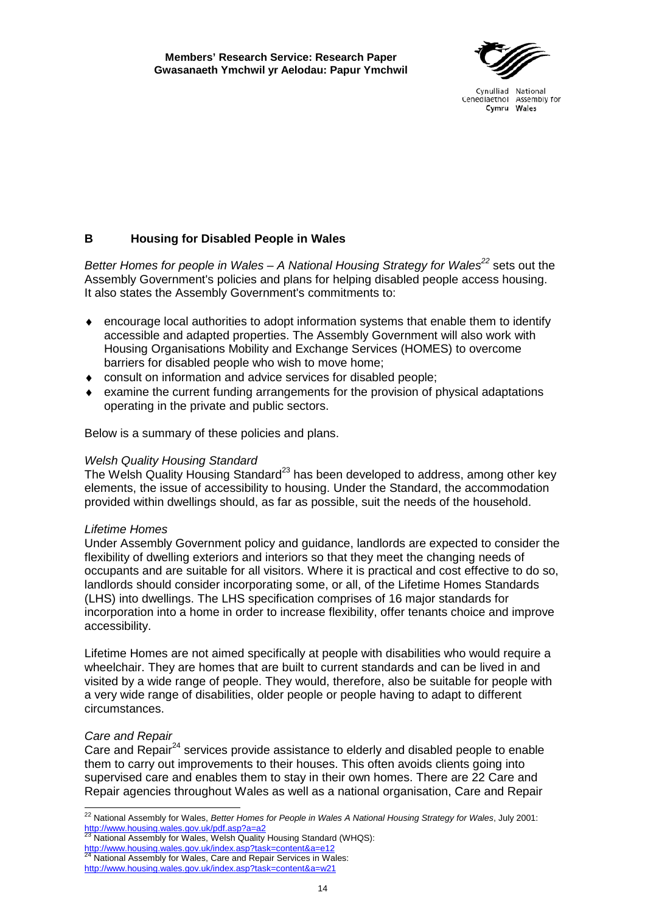## B Housing for Disabled People in Wales

*Better Homes for people in Wales – A National Housing Strategy for Wales*[22] sets out the Assembly Government's policies and plans for helping disabled people access housing. It also states the Assembly Government's commitments to:

- encourage local authorities to adopt information systems that enable them to identify accessible and adapted properties. The Assembly Government will also work with Housing Organisations Mobility and Exchange Services (HOMES) to overcome barriers for disabled people who wish to move home;
- consult on information and advice services for disabled people;
- examine the current funding arrangements for the provision of physical adaptations operating in the private and public sectors.

Below is a summary of these policies and plans.

*Welsh Quality Housing Standard*

The Welsh Quality Housing Standard[23] has been developed to address, among other key elements, the issue of accessibility to housing. Under the Standard, the accommodation provided within dwellings should, as far as possible, suit the needs of the household.

*Lifetime Homes*

Under Assembly Government policy and guidance, landlords are expected to consider the flexibility of dwelling exteriors and interiors so that they meet the changing needs of occupants and are suitable for all visitors. Where it is practical and cost effective to do so, landlords should consider incorporating some, or all, of the Lifetime Homes Standards (LHS) into dwellings. The LHS specification comprises of 16 major standards for incorporation into a home in order to increase flexibility, offer tenants choice and improve accessibility.

Lifetime Homes are not aimed specifically at people with disabilities who would require a wheelchair. They are homes that are built to current standards and can be lived in and visited by a wide range of people. They would, therefore, also be suitable for people with a very wide range of disabilities, older people or people having to adapt to different circumstances.

*Care and Repair*

Care and Repair[24] services provide assistance to elderly and disabled people to enable them to carry out improvements to their houses. This often avoids clients going into supervised care and enables them to stay in their own homes. There are 22 Care and Repair agencies throughout Wales as well as a national organisation, Care and Repair

---

[22] National Assembly for Wales, *Better Homes for People in Wales A National Housing Strategy for Wales*, July 2001: http://www.housing.wales.gov.uk/pdf.asp?a=a2

[23] National Assembly for Wales, Welsh Quality Housing Standard (WHQS): http://www.housing.wales.gov.uk/index.asp?task=content&a=e12

[24] National Assembly for Wales, Care and Repair Services in Wales: http://www.housing.wales.gov.uk/index.asp?task=content&a=w21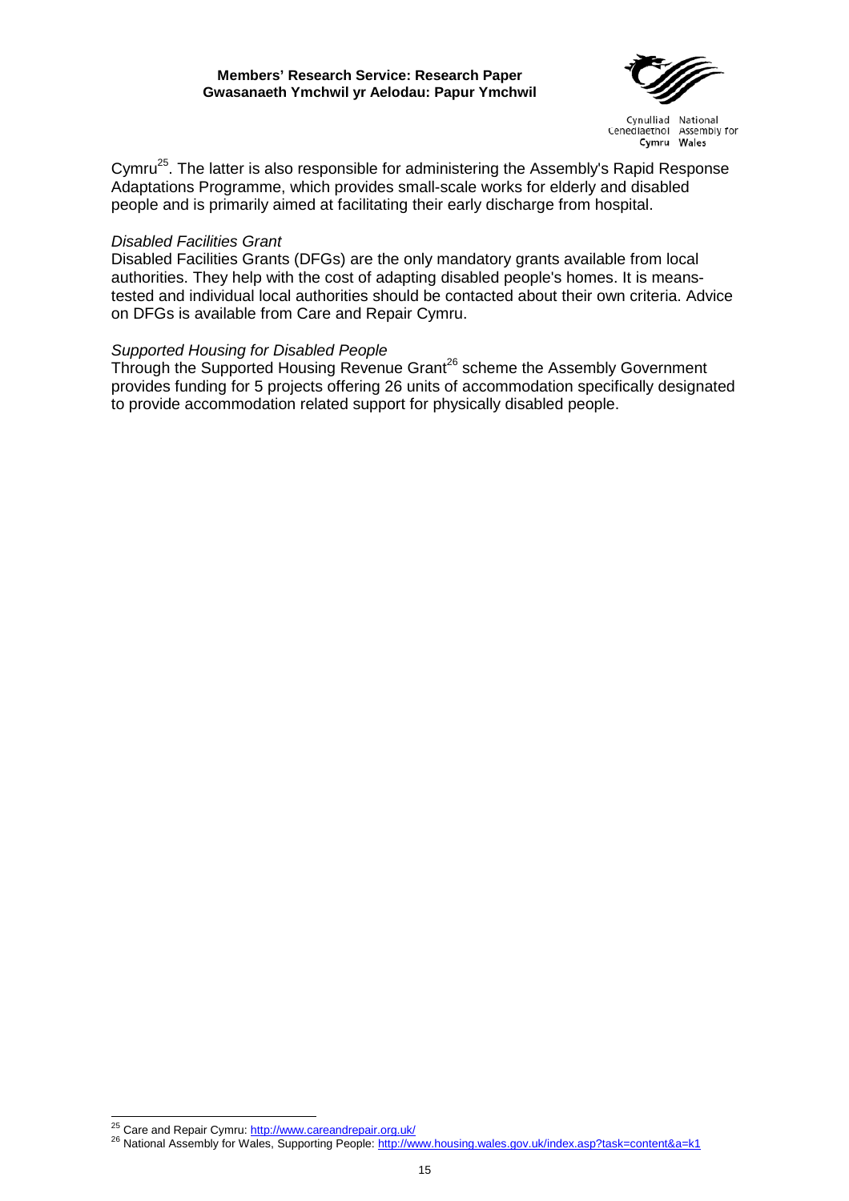Cymru[25]. The latter is also responsible for administering the Assembly's Rapid Response Adaptations Programme, which provides small-scale works for elderly and disabled people and is primarily aimed at facilitating their early discharge from hospital.

*Disabled Facilities Grant*

Disabled Facilities Grants (DFGs) are the only mandatory grants available from local authorities. They help with the cost of adapting disabled people's homes. It is means-tested and individual local authorities should be contacted about their own criteria. Advice on DFGs is available from Care and Repair Cymru.

*Supported Housing for Disabled People*

Through the Supported Housing Revenue Grant[26] scheme the Assembly Government provides funding for 5 projects offering 26 units of accommodation specifically designated to provide accommodation related support for physically disabled people.

---

[25] Care and Repair Cymru: http://www.careandrepair.org.uk/

[26] National Assembly for Wales, Supporting People: http://www.housing.wales.gov.uk/index.asp?task=content&a=k1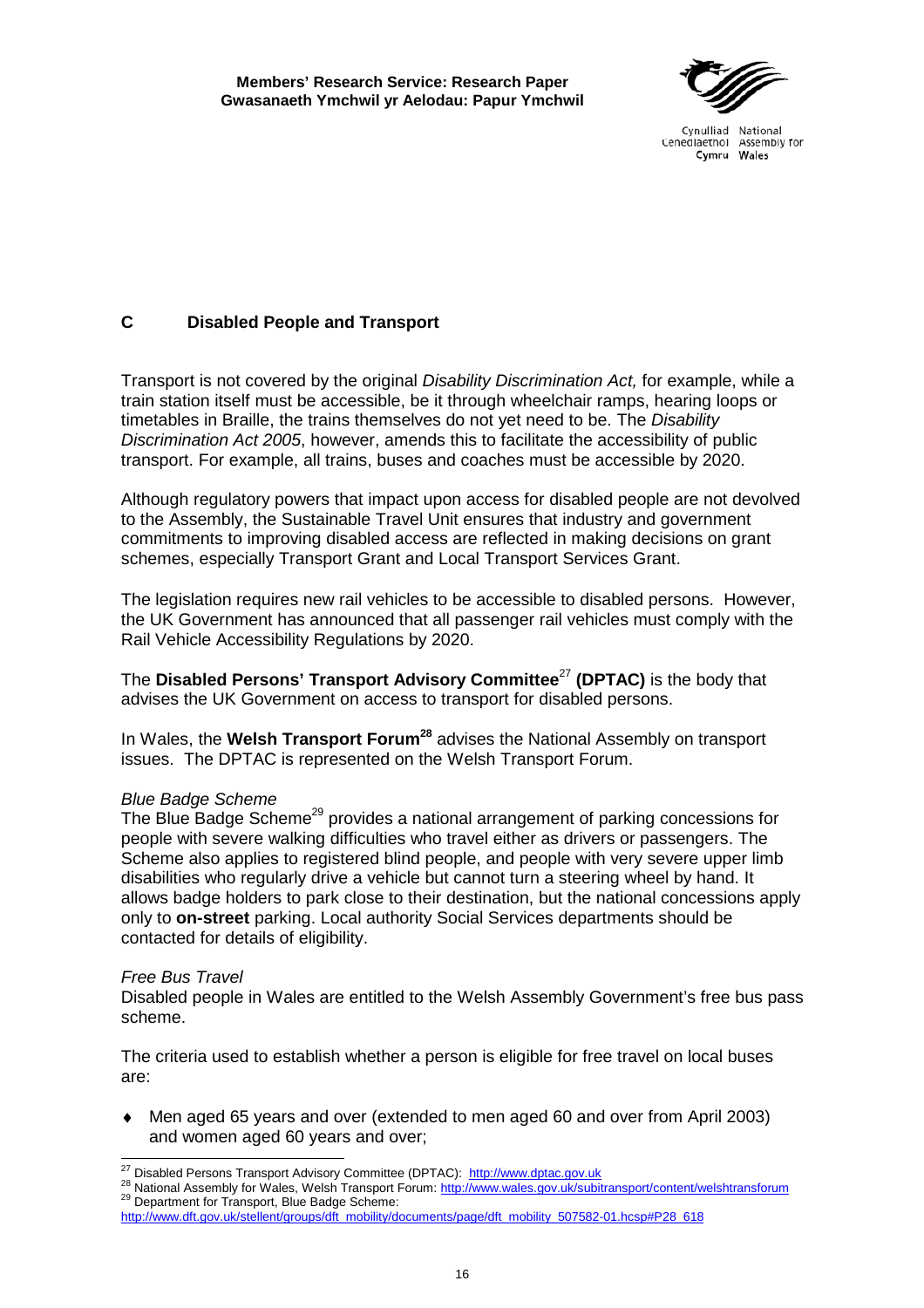## C Disabled People and Transport

Transport is not covered by the original *Disability Discrimination Act,* for example, while a train station itself must be accessible, be it through wheelchair ramps, hearing loops or timetables in Braille, the trains themselves do not yet need to be. The *Disability Discrimination Act 2005*, however, amends this to facilitate the accessibility of public transport. For example, all trains, buses and coaches must be accessible by 2020.

Although regulatory powers that impact upon access for disabled people are not devolved to the Assembly, the Sustainable Travel Unit ensures that industry and government commitments to improving disabled access are reflected in making decisions on grant schemes, especially Transport Grant and Local Transport Services Grant.

The legislation requires new rail vehicles to be accessible to disabled persons. However, the UK Government has announced that all passenger rail vehicles must comply with the Rail Vehicle Accessibility Regulations by 2020.

The **Disabled Persons' Transport Advisory Committee**[27] **(DPTAC)** is the body that advises the UK Government on access to transport for disabled persons.

In Wales, the **Welsh Transport Forum**[28] advises the National Assembly on transport issues. The DPTAC is represented on the Welsh Transport Forum.

*Blue Badge Scheme*

The Blue Badge Scheme[29] provides a national arrangement of parking concessions for people with severe walking difficulties who travel either as drivers or passengers. The Scheme also applies to registered blind people, and people with very severe upper limb disabilities who regularly drive a vehicle but cannot turn a steering wheel by hand. It allows badge holders to park close to their destination, but the national concessions apply only to **on-street** parking. Local authority Social Services departments should be contacted for details of eligibility.

*Free Bus Travel*

Disabled people in Wales are entitled to the Welsh Assembly Government's free bus pass scheme.

The criteria used to establish whether a person is eligible for free travel on local buses are:

- Men aged 65 years and over (extended to men aged 60 and over from April 2003) and women aged 60 years and over;

---

[27] Disabled Persons Transport Advisory Committee (DPTAC): http://www.dptac.gov.uk

[28] National Assembly for Wales, Welsh Transport Forum: http://www.wales.gov.uk/subitransport/content/welshtransforum

[29] Department for Transport, Blue Badge Scheme: http://www.dft.gov.uk/stellent/groups/dft_mobility/documents/page/dft_mobility_507582-01.hcsp#P28_618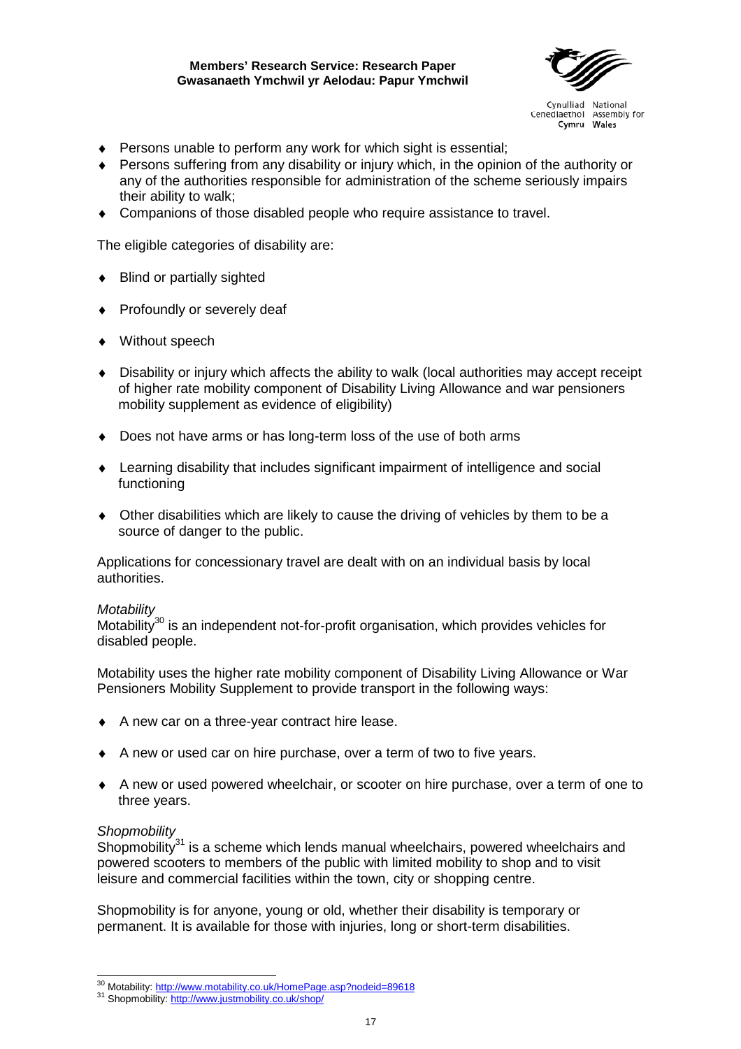- Persons unable to perform any work for which sight is essential;
- Persons suffering from any disability or injury which, in the opinion of the authority or any of the authorities responsible for administration of the scheme seriously impairs their ability to walk;
- Companions of those disabled people who require assistance to travel.

The eligible categories of disability are:

- Blind or partially sighted
- Profoundly or severely deaf
- Without speech
- Disability or injury which affects the ability to walk (local authorities may accept receipt of higher rate mobility component of Disability Living Allowance and war pensioners mobility supplement as evidence of eligibility)
- Does not have arms or has long-term loss of the use of both arms
- Learning disability that includes significant impairment of intelligence and social functioning
- Other disabilities which are likely to cause the driving of vehicles by them to be a source of danger to the public.

Applications for concessionary travel are dealt with on an individual basis by local authorities.

*Motability*

Motability[30] is an independent not-for-profit organisation, which provides vehicles for disabled people.

Motability uses the higher rate mobility component of Disability Living Allowance or War Pensioners Mobility Supplement to provide transport in the following ways:

- A new car on a three-year contract hire lease.
- A new or used car on hire purchase, over a term of two to five years.
- A new or used powered wheelchair, or scooter on hire purchase, over a term of one to three years.

*Shopmobility*

Shopmobility[31] is a scheme which lends manual wheelchairs, powered wheelchairs and powered scooters to members of the public with limited mobility to shop and to visit leisure and commercial facilities within the town, city or shopping centre.

Shopmobility is for anyone, young or old, whether their disability is temporary or permanent. It is available for those with injuries, long or short-term disabilities.

---

[30] Motability: http://www.motability.co.uk/HomePage.asp?nodeid=89618

[31] Shopmobility: http://www.justmobility.co.uk/shop/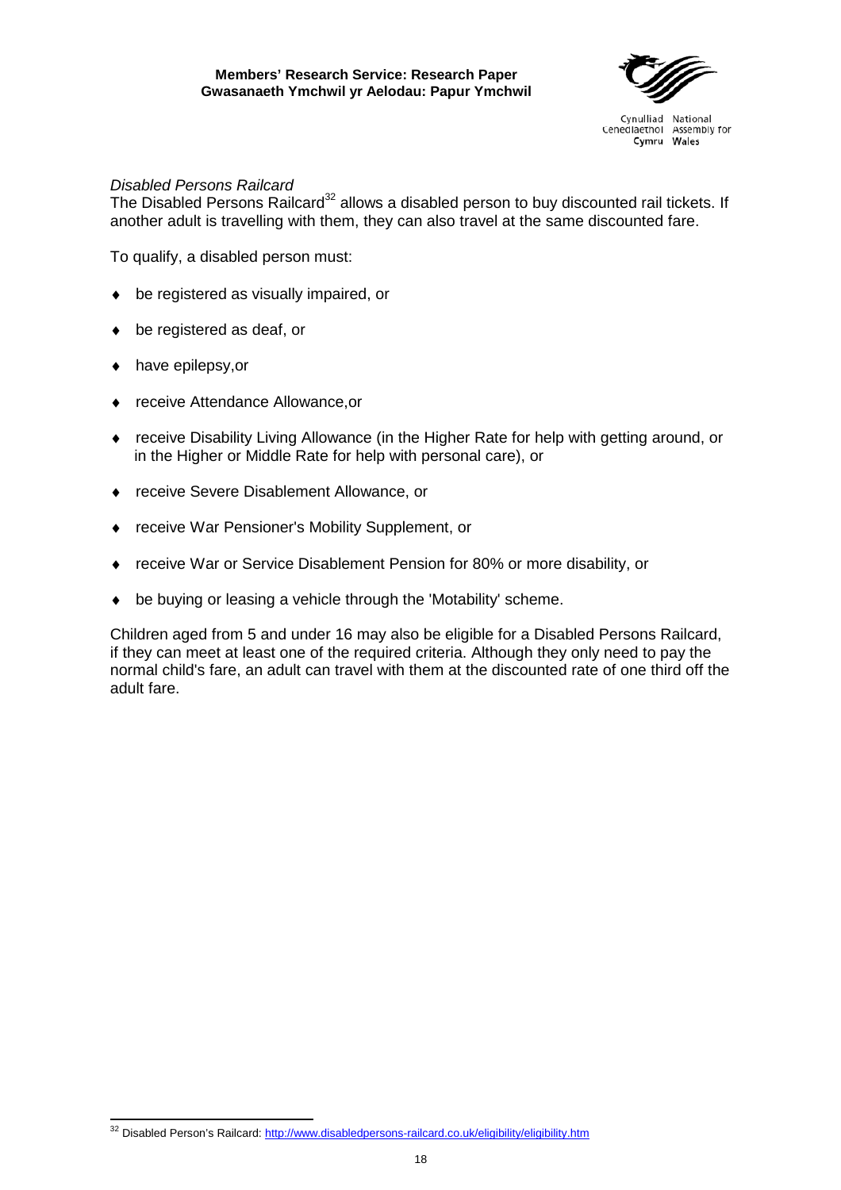*Disabled Persons Railcard*

The Disabled Persons Railcard[32] allows a disabled person to buy discounted rail tickets. If another adult is travelling with them, they can also travel at the same discounted fare.

To qualify, a disabled person must:

- be registered as visually impaired, or
- be registered as deaf, or
- have epilepsy,or
- receive Attendance Allowance,or
- receive Disability Living Allowance (in the Higher Rate for help with getting around, or in the Higher or Middle Rate for help with personal care), or
- receive Severe Disablement Allowance, or
- receive War Pensioner's Mobility Supplement, or
- receive War or Service Disablement Pension for 80% or more disability, or
- be buying or leasing a vehicle through the 'Motability' scheme.

Children aged from 5 and under 16 may also be eligible for a Disabled Persons Railcard, if they can meet at least one of the required criteria. Although they only need to pay the normal child's fare, an adult can travel with them at the discounted rate of one third off the adult fare.

---

[32] Disabled Person's Railcard: http://www.disabledpersons-railcard.co.uk/eligibility/eligibility.htm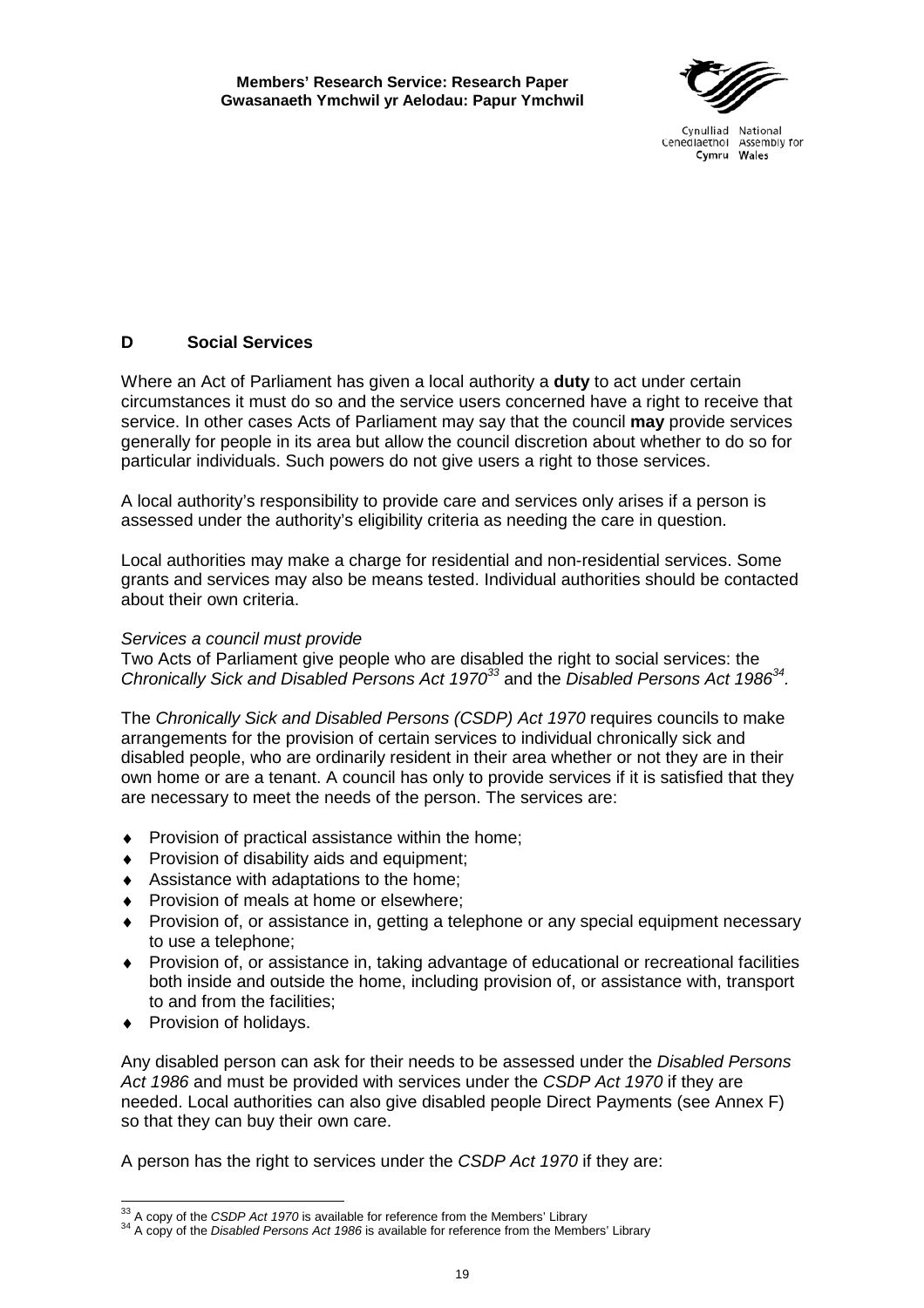## D Social Services

Where an Act of Parliament has given a local authority a **duty** to act under certain circumstances it must do so and the service users concerned have a right to receive that service. In other cases Acts of Parliament may say that the council **may** provide services generally for people in its area but allow the council discretion about whether to do so for particular individuals. Such powers do not give users a right to those services.

A local authority's responsibility to provide care and services only arises if a person is assessed under the authority's eligibility criteria as needing the care in question.

Local authorities may make a charge for residential and non-residential services. Some grants and services may also be means tested. Individual authorities should be contacted about their own criteria.

*Services a council must provide*

Two Acts of Parliament give people who are disabled the right to social services: the *Chronically Sick and Disabled Persons Act 1970*[33] and the *Disabled Persons Act 1986*[34].

The *Chronically Sick and Disabled Persons (CSDP) Act 1970* requires councils to make arrangements for the provision of certain services to individual chronically sick and disabled people, who are ordinarily resident in their area whether or not they are in their own home or are a tenant. A council has only to provide services if it is satisfied that they are necessary to meet the needs of the person. The services are:

- Provision of practical assistance within the home;
- Provision of disability aids and equipment;
- Assistance with adaptations to the home;
- Provision of meals at home or elsewhere;
- Provision of, or assistance in, getting a telephone or any special equipment necessary to use a telephone;
- Provision of, or assistance in, taking advantage of educational or recreational facilities both inside and outside the home, including provision of, or assistance with, transport to and from the facilities;
- Provision of holidays.

Any disabled person can ask for their needs to be assessed under the *Disabled Persons Act 1986* and must be provided with services under the *CSDP Act 1970* if they are needed. Local authorities can also give disabled people Direct Payments (see Annex F) so that they can buy their own care.

A person has the right to services under the *CSDP Act 1970* if they are:

---

[33] A copy of the *CSDP Act 1970* is available for reference from the Members' Library

[34] A copy of the *Disabled Persons Act 1986* is available for reference from the Members' Library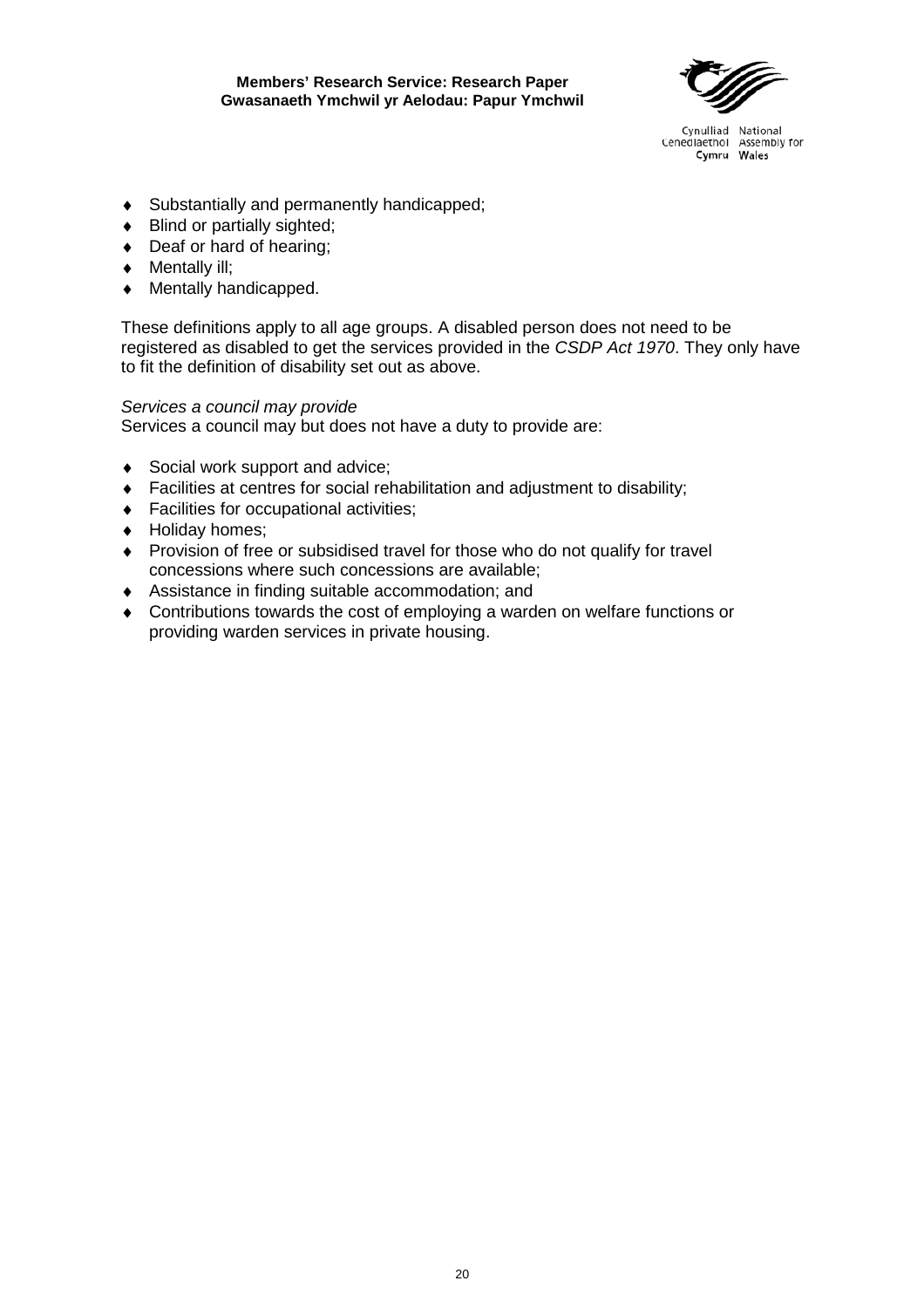- Substantially and permanently handicapped;
- Blind or partially sighted;
- Deaf or hard of hearing;
- Mentally ill;
- Mentally handicapped.

These definitions apply to all age groups. A disabled person does not need to be registered as disabled to get the services provided in the *CSDP Act 1970*. They only have to fit the definition of disability set out as above.

*Services a council may provide*
Services a council may but does not have a duty to provide are:

- Social work support and advice;
- Facilities at centres for social rehabilitation and adjustment to disability;
- Facilities for occupational activities;
- Holiday homes;
- Provision of free or subsidised travel for those who do not qualify for travel concessions where such concessions are available;
- Assistance in finding suitable accommodation; and
- Contributions towards the cost of employing a warden on welfare functions or providing warden services in private housing.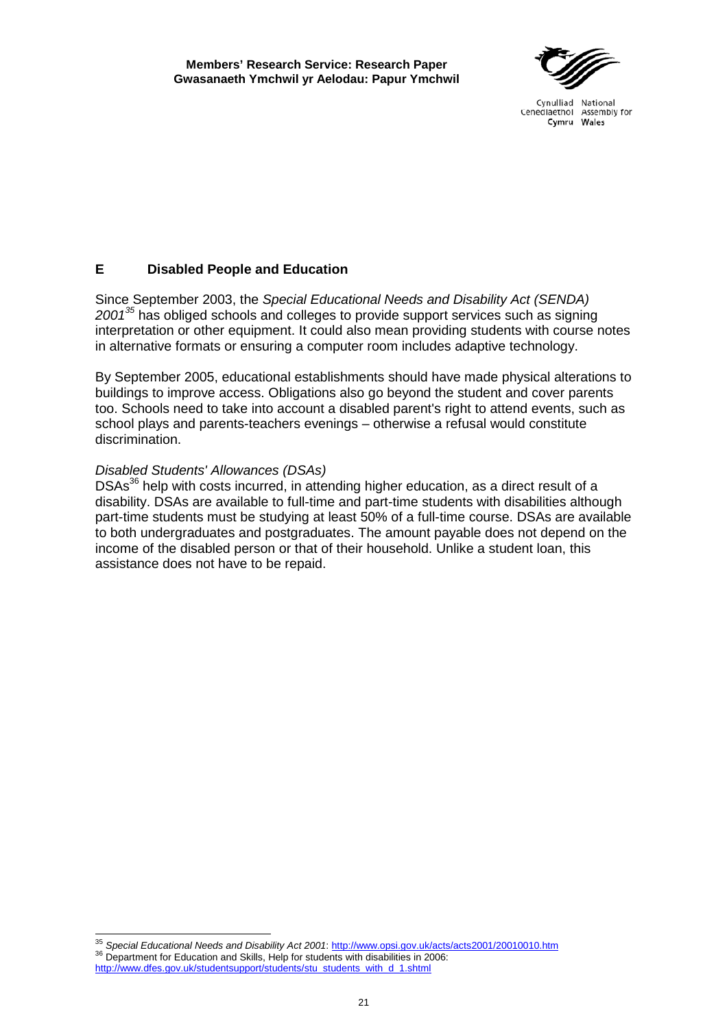## E Disabled People and Education

Since September 2003, the *Special Educational Needs and Disability Act (SENDA) 2001*[35] has obliged schools and colleges to provide support services such as signing interpretation or other equipment. It could also mean providing students with course notes in alternative formats or ensuring a computer room includes adaptive technology.

By September 2005, educational establishments should have made physical alterations to buildings to improve access. Obligations also go beyond the student and cover parents too. Schools need to take into account a disabled parent's right to attend events, such as school plays and parents-teachers evenings – otherwise a refusal would constitute discrimination.

*Disabled Students' Allowances (DSAs)*

DSAs[36] help with costs incurred, in attending higher education, as a direct result of a disability. DSAs are available to full-time and part-time students with disabilities although part-time students must be studying at least 50% of a full-time course. DSAs are available to both undergraduates and postgraduates. The amount payable does not depend on the income of the disabled person or that of their household. Unlike a student loan, this assistance does not have to be repaid.

---

[35] *Special Educational Needs and Disability Act 2001*: http://www.opsi.gov.uk/acts/acts2001/20010010.htm

[36] Department for Education and Skills, Help for students with disabilities in 2006: http://www.dfes.gov.uk/studentsupport/students/stu_students_with_d_1.shtml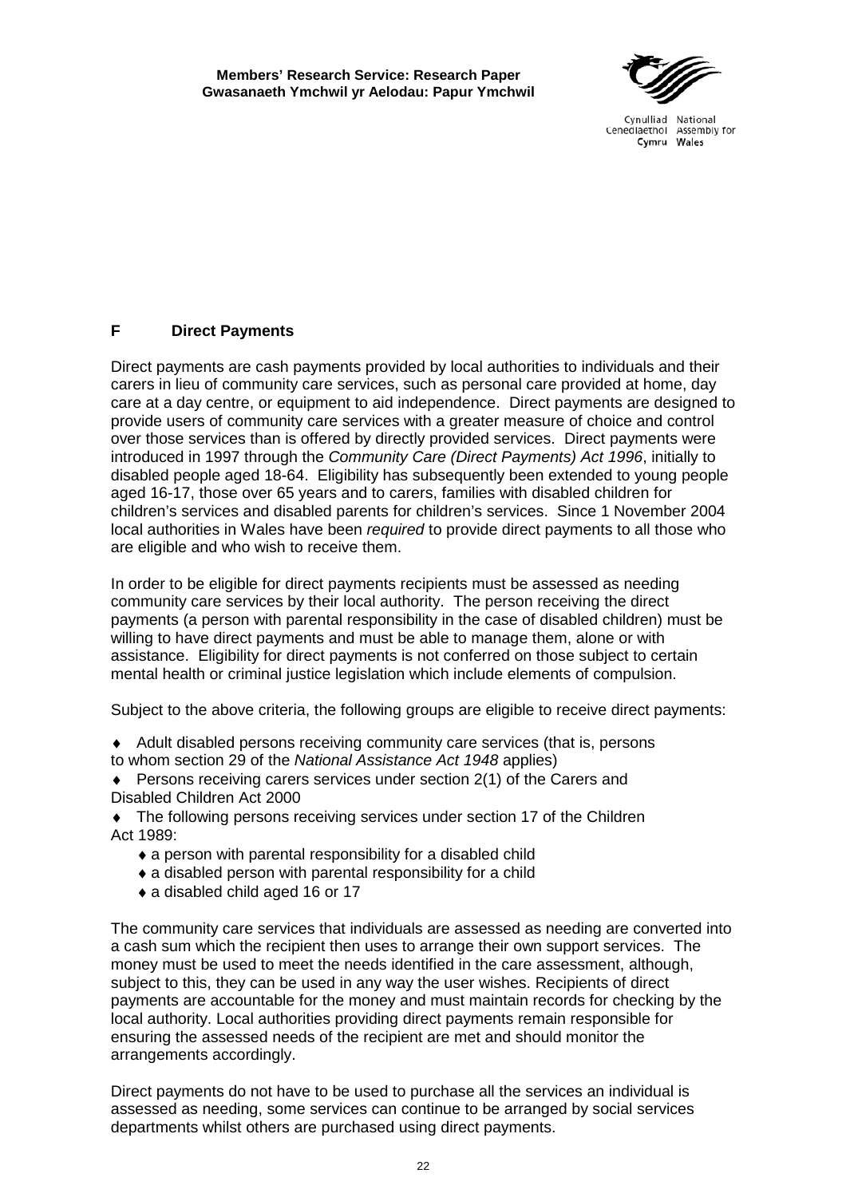## F Direct Payments

Direct payments are cash payments provided by local authorities to individuals and their carers in lieu of community care services, such as personal care provided at home, day care at a day centre, or equipment to aid independence. Direct payments are designed to provide users of community care services with a greater measure of choice and control over those services than is offered by directly provided services. Direct payments were introduced in 1997 through the *Community Care (Direct Payments) Act 1996*, initially to disabled people aged 18-64. Eligibility has subsequently been extended to young people aged 16-17, those over 65 years and to carers, families with disabled children for children's services and disabled parents for children's services. Since 1 November 2004 local authorities in Wales have been *required* to provide direct payments to all those who are eligible and who wish to receive them.

In order to be eligible for direct payments recipients must be assessed as needing community care services by their local authority. The person receiving the direct payments (a person with parental responsibility in the case of disabled children) must be willing to have direct payments and must be able to manage them, alone or with assistance. Eligibility for direct payments is not conferred on those subject to certain mental health or criminal justice legislation which include elements of compulsion.

Subject to the above criteria, the following groups are eligible to receive direct payments:

- Adult disabled persons receiving community care services (that is, persons to whom section 29 of the *National Assistance Act 1948* applies)
- Persons receiving carers services under section 2(1) of the Carers and Disabled Children Act 2000
- The following persons receiving services under section 17 of the Children Act 1989:
  - a person with parental responsibility for a disabled child
  - a disabled person with parental responsibility for a child
  - a disabled child aged 16 or 17

The community care services that individuals are assessed as needing are converted into a cash sum which the recipient then uses to arrange their own support services. The money must be used to meet the needs identified in the care assessment, although, subject to this, they can be used in any way the user wishes. Recipients of direct payments are accountable for the money and must maintain records for checking by the local authority. Local authorities providing direct payments remain responsible for ensuring the assessed needs of the recipient are met and should monitor the arrangements accordingly.

Direct payments do not have to be used to purchase all the services an individual is assessed as needing, some services can continue to be arranged by social services departments whilst others are purchased using direct payments.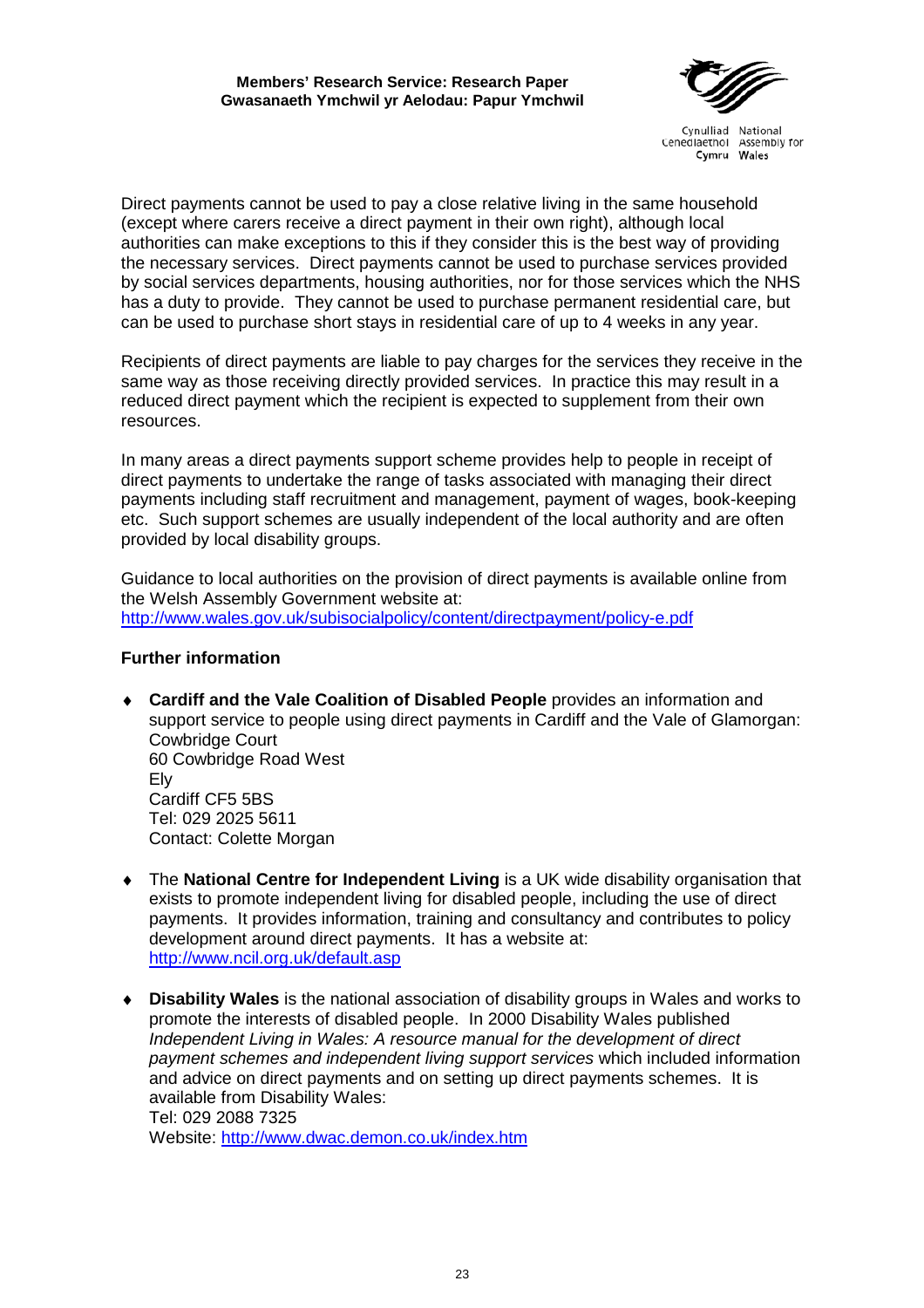Direct payments cannot be used to pay a close relative living in the same household (except where carers receive a direct payment in their own right), although local authorities can make exceptions to this if they consider this is the best way of providing the necessary services. Direct payments cannot be used to purchase services provided by social services departments, housing authorities, nor for those services which the NHS has a duty to provide. They cannot be used to purchase permanent residential care, but can be used to purchase short stays in residential care of up to 4 weeks in any year.

Recipients of direct payments are liable to pay charges for the services they receive in the same way as those receiving directly provided services. In practice this may result in a reduced direct payment which the recipient is expected to supplement from their own resources.

In many areas a direct payments support scheme provides help to people in receipt of direct payments to undertake the range of tasks associated with managing their direct payments including staff recruitment and management, payment of wages, book-keeping etc. Such support schemes are usually independent of the local authority and are often provided by local disability groups.

Guidance to local authorities on the provision of direct payments is available online from the Welsh Assembly Government website at: http://www.wales.gov.uk/subisocialpolicy/content/directpayment/policy-e.pdf

**Further information**

- **Cardiff and the Vale Coalition of Disabled People** provides an information and support service to people using direct payments in Cardiff and the Vale of Glamorgan:
  Cowbridge Court
  60 Cowbridge Road West
  Ely
  Cardiff CF5 5BS
  Tel: 029 2025 5611
  Contact: Colette Morgan

- The **National Centre for Independent Living** is a UK wide disability organisation that exists to promote independent living for disabled people, including the use of direct payments. It provides information, training and consultancy and contributes to policy development around direct payments. It has a website at: http://www.ncil.org.uk/default.asp

- **Disability Wales** is the national association of disability groups in Wales and works to promote the interests of disabled people. In 2000 Disability Wales published *Independent Living in Wales: A resource manual for the development of direct payment schemes and independent living support services* which included information and advice on direct payments and on setting up direct payments schemes. It is available from Disability Wales:
  Tel: 029 2088 7325
  Website: http://www.dwac.demon.co.uk/index.htm